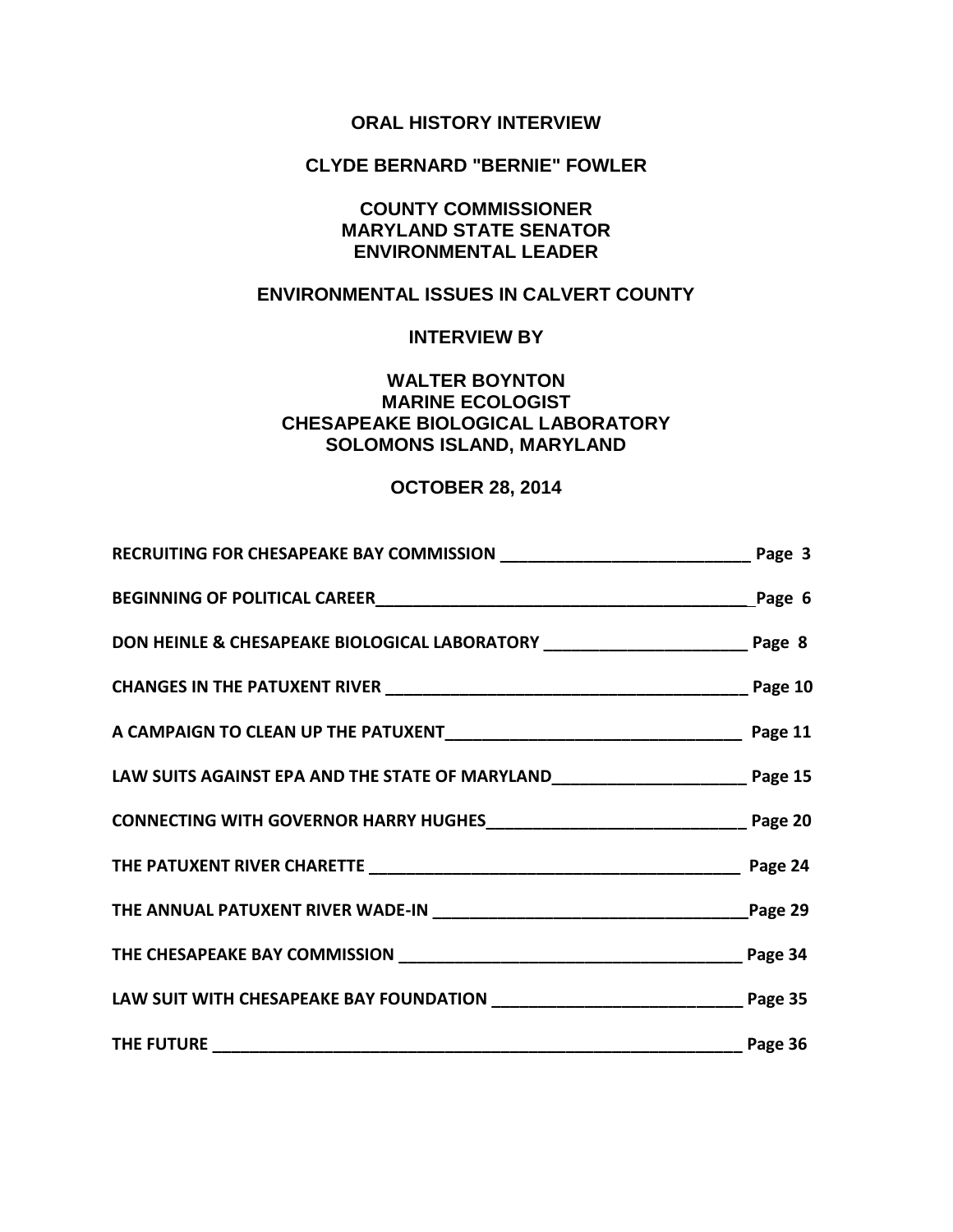# ORAL HISTORY INTERVIEW

## CLYDE BERNARD "BERNIE" FOWLER

**COUNTY COMMISSIONER**
**MARYLAND STATE SENATOR**
**ENVIRONMENTAL LEADER**

**ENVIRONMENTAL ISSUES IN CALVERT COUNTY**

**INTERVIEW BY**

**WALTER BOYNTON**
**MARINE ECOLOGIST**
**CHESAPEAKE BIOLOGICAL LABORATORY**
**SOLOMONS ISLAND, MARYLAND**

**OCTOBER 28, 2014**

| | |
|---|---|
| **RECRUITING FOR CHESAPEAKE BAY COMMISSION** | **Page 3** |
| **BEGINNING OF POLITICAL CAREER** | **Page 6** |
| **DON HEINLE & CHESAPEAKE BIOLOGICAL LABORATORY** | **Page 8** |
| **CHANGES IN THE PATUXENT RIVER** | **Page 10** |
| **A CAMPAIGN TO CLEAN UP THE PATUXENT** | **Page 11** |
| **LAW SUITS AGAINST EPA AND THE STATE OF MARYLAND** | **Page 15** |
| **CONNECTING WITH GOVERNOR HARRY HUGHES** | **Page 20** |
| **THE PATUXENT RIVER CHARETTE** | **Page 24** |
| **THE ANNUAL PATUXENT RIVER WADE-IN** | **Page 29** |
| **THE CHESAPEAKE BAY COMMISSION** | **Page 34** |
| **LAW SUIT WITH CHESAPEAKE BAY FOUNDATION** | **Page 35** |
| **THE FUTURE** | **Page 36** |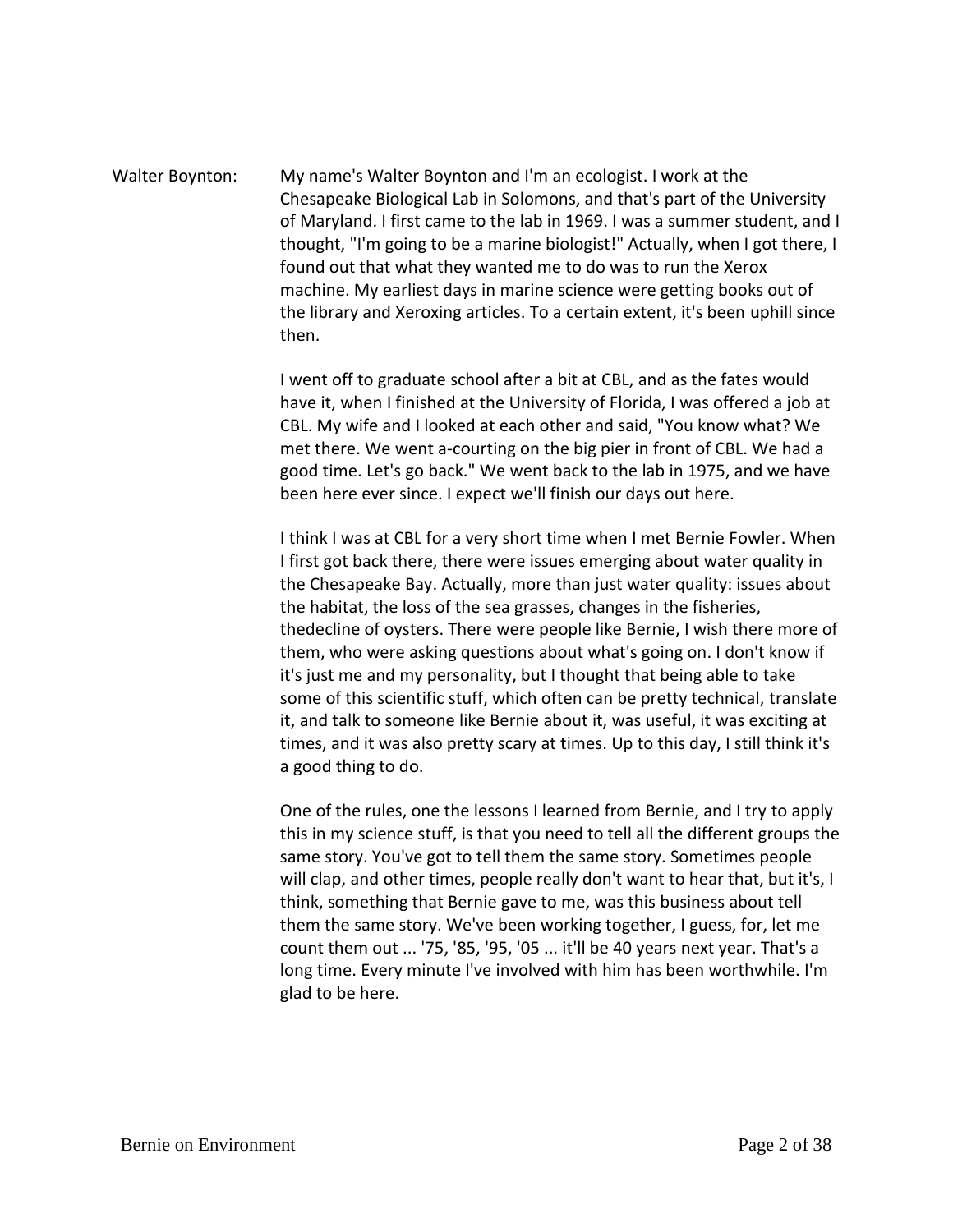Walter Boynton: My name's Walter Boynton and I'm an ecologist. I work at the Chesapeake Biological Lab in Solomons, and that's part of the University of Maryland. I first came to the lab in 1969. I was a summer student, and I thought, "I'm going to be a marine biologist!" Actually, when I got there, I found out that what they wanted me to do was to run the Xerox machine. My earliest days in marine science were getting books out of the library and Xeroxing articles. To a certain extent, it's been uphill since then.

I went off to graduate school after a bit at CBL, and as the fates would have it, when I finished at the University of Florida, I was offered a job at CBL. My wife and I looked at each other and said, "You know what? We met there. We went a-courting on the big pier in front of CBL. We had a good time. Let's go back." We went back to the lab in 1975, and we have been here ever since. I expect we'll finish our days out here.

I think I was at CBL for a very short time when I met Bernie Fowler. When I first got back there, there were issues emerging about water quality in the Chesapeake Bay. Actually, more than just water quality: issues about the habitat, the loss of the sea grasses, changes in the fisheries, thedecline of oysters. There were people like Bernie, I wish there more of them, who were asking questions about what's going on. I don't know if it's just me and my personality, but I thought that being able to take some of this scientific stuff, which often can be pretty technical, translate it, and talk to someone like Bernie about it, was useful, it was exciting at times, and it was also pretty scary at times. Up to this day, I still think it's a good thing to do.

One of the rules, one the lessons I learned from Bernie, and I try to apply this in my science stuff, is that you need to tell all the different groups the same story. You've got to tell them the same story. Sometimes people will clap, and other times, people really don't want to hear that, but it's, I think, something that Bernie gave to me, was this business about tell them the same story. We've been working together, I guess, for, let me count them out ... '75, '85, '95, '05 ... it'll be 40 years next year. That's a long time. Every minute I've involved with him has been worthwhile. I'm glad to be here.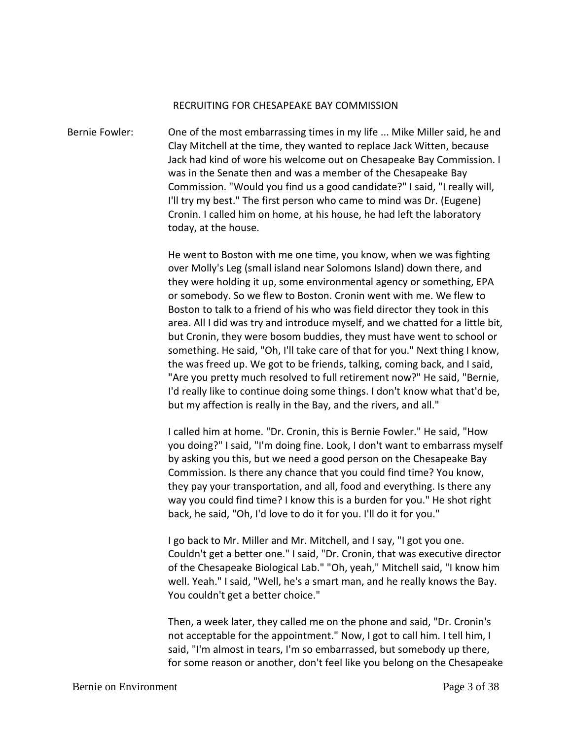## RECRUITING FOR CHESAPEAKE BAY COMMISSION

Bernie Fowler: One of the most embarrassing times in my life ... Mike Miller said, he and Clay Mitchell at the time, they wanted to replace Jack Witten, because Jack had kind of wore his welcome out on Chesapeake Bay Commission. I was in the Senate then and was a member of the Chesapeake Bay Commission. "Would you find us a good candidate?" I said, "I really will, I'll try my best." The first person who came to mind was Dr. (Eugene) Cronin. I called him on home, at his house, he had left the laboratory today, at the house.

He went to Boston with me one time, you know, when we was fighting over Molly's Leg (small island near Solomons Island) down there, and they were holding it up, some environmental agency or something, EPA or somebody. So we flew to Boston. Cronin went with me. We flew to Boston to talk to a friend of his who was field director they took in this area. All I did was try and introduce myself, and we chatted for a little bit, but Cronin, they were bosom buddies, they must have went to school or something. He said, "Oh, I'll take care of that for you." Next thing I know, the was freed up. We got to be friends, talking, coming back, and I said, "Are you pretty much resolved to full retirement now?" He said, "Bernie, I'd really like to continue doing some things. I don't know what that'd be, but my affection is really in the Bay, and the rivers, and all."

I called him at home. "Dr. Cronin, this is Bernie Fowler." He said, "How you doing?" I said, "I'm doing fine. Look, I don't want to embarrass myself by asking you this, but we need a good person on the Chesapeake Bay Commission. Is there any chance that you could find time? You know, they pay your transportation, and all, food and everything. Is there any way you could find time? I know this is a burden for you." He shot right back, he said, "Oh, I'd love to do it for you. I'll do it for you."

I go back to Mr. Miller and Mr. Mitchell, and I say, "I got you one. Couldn't get a better one." I said, "Dr. Cronin, that was executive director of the Chesapeake Biological Lab." "Oh, yeah," Mitchell said, "I know him well. Yeah." I said, "Well, he's a smart man, and he really knows the Bay. You couldn't get a better choice."

Then, a week later, they called me on the phone and said, "Dr. Cronin's not acceptable for the appointment." Now, I got to call him. I tell him, I said, "I'm almost in tears, I'm so embarrassed, but somebody up there, for some reason or another, don't feel like you belong on the Chesapeake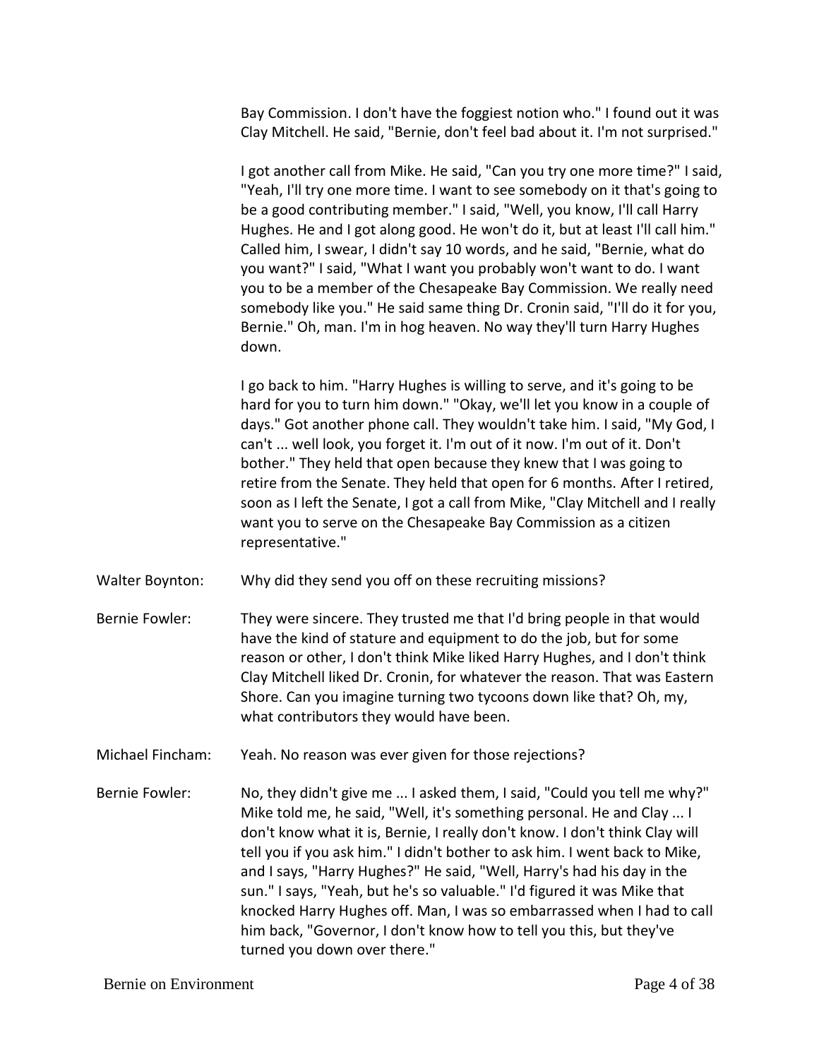Bay Commission. I don't have the foggiest notion who." I found out it was Clay Mitchell. He said, "Bernie, don't feel bad about it. I'm not surprised."

I got another call from Mike. He said, "Can you try one more time?" I said, "Yeah, I'll try one more time. I want to see somebody on it that's going to be a good contributing member." I said, "Well, you know, I'll call Harry Hughes. He and I got along good. He won't do it, but at least I'll call him." Called him, I swear, I didn't say 10 words, and he said, "Bernie, what do you want?" I said, "What I want you probably won't want to do. I want you to be a member of the Chesapeake Bay Commission. We really need somebody like you." He said same thing Dr. Cronin said, "I'll do it for you, Bernie." Oh, man. I'm in hog heaven. No way they'll turn Harry Hughes down.

I go back to him. "Harry Hughes is willing to serve, and it's going to be hard for you to turn him down." "Okay, we'll let you know in a couple of days." Got another phone call. They wouldn't take him. I said, "My God, I can't ... well look, you forget it. I'm out of it now. I'm out of it. Don't bother." They held that open because they knew that I was going to retire from the Senate. They held that open for 6 months. After I retired, soon as I left the Senate, I got a call from Mike, "Clay Mitchell and I really want you to serve on the Chesapeake Bay Commission as a citizen representative."

Walter Boynton: Why did they send you off on these recruiting missions?

Bernie Fowler: They were sincere. They trusted me that I'd bring people in that would have the kind of stature and equipment to do the job, but for some reason or other, I don't think Mike liked Harry Hughes, and I don't think Clay Mitchell liked Dr. Cronin, for whatever the reason. That was Eastern Shore. Can you imagine turning two tycoons down like that? Oh, my, what contributors they would have been.

Michael Fincham: Yeah. No reason was ever given for those rejections?

Bernie Fowler: No, they didn't give me ... I asked them, I said, "Could you tell me why?" Mike told me, he said, "Well, it's something personal. He and Clay ... I don't know what it is, Bernie, I really don't know. I don't think Clay will tell you if you ask him." I didn't bother to ask him. I went back to Mike, and I says, "Harry Hughes?" He said, "Well, Harry's had his day in the sun." I says, "Yeah, but he's so valuable." I'd figured it was Mike that knocked Harry Hughes off. Man, I was so embarrassed when I had to call him back, "Governor, I don't know how to tell you this, but they've turned you down over there."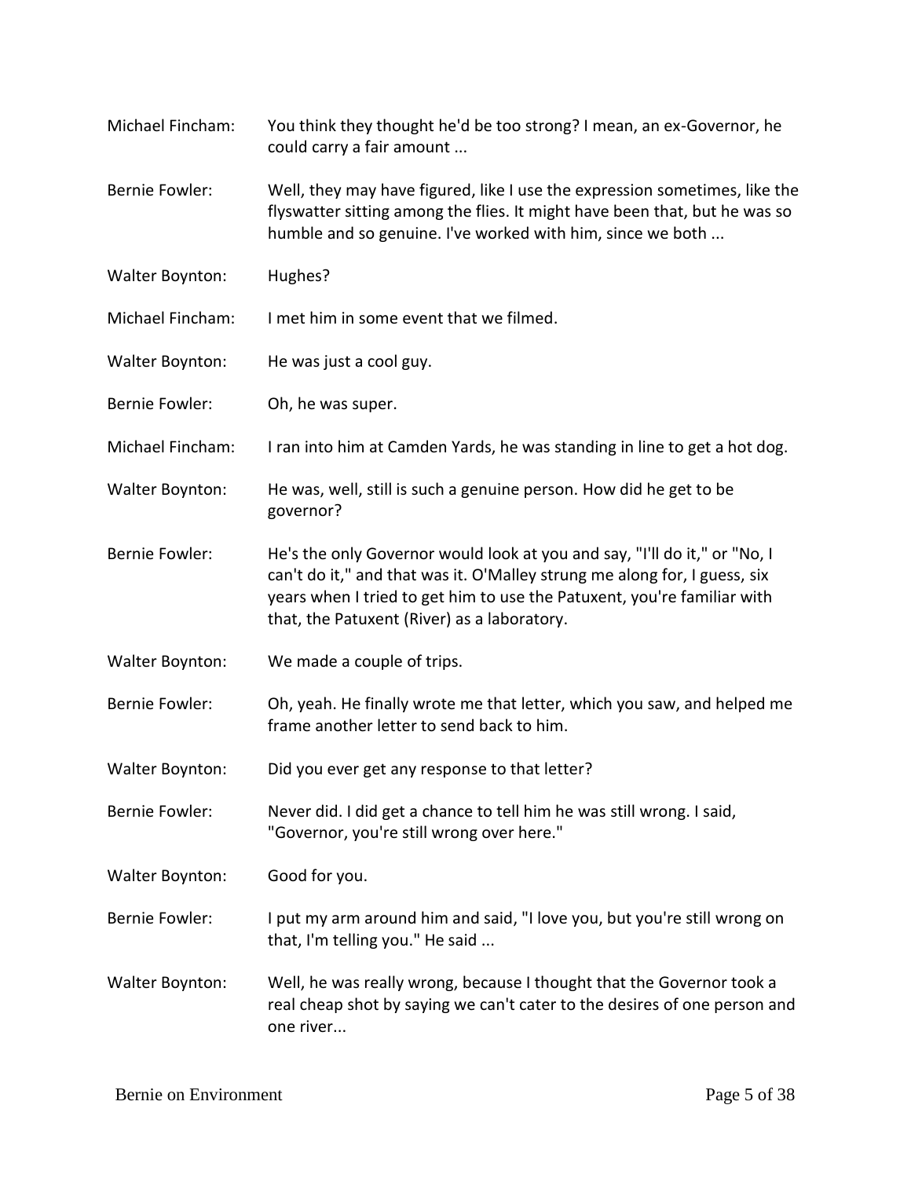Michael Fincham: You think they thought he'd be too strong? I mean, an ex-Governor, he could carry a fair amount ...

Bernie Fowler: Well, they may have figured, like I use the expression sometimes, like the flyswatter sitting among the flies. It might have been that, but he was so humble and so genuine. I've worked with him, since we both ...

Walter Boynton: Hughes?

Michael Fincham: I met him in some event that we filmed.

Walter Boynton: He was just a cool guy.

Bernie Fowler: Oh, he was super.

Michael Fincham: I ran into him at Camden Yards, he was standing in line to get a hot dog.

Walter Boynton: He was, well, still is such a genuine person. How did he get to be governor?

Bernie Fowler: He's the only Governor would look at you and say, "I'll do it," or "No, I can't do it," and that was it. O'Malley strung me along for, I guess, six years when I tried to get him to use the Patuxent, you're familiar with that, the Patuxent (River) as a laboratory.

Walter Boynton: We made a couple of trips.

Bernie Fowler: Oh, yeah. He finally wrote me that letter, which you saw, and helped me frame another letter to send back to him.

Walter Boynton: Did you ever get any response to that letter?

Bernie Fowler: Never did. I did get a chance to tell him he was still wrong. I said, "Governor, you're still wrong over here."

Walter Boynton: Good for you.

Bernie Fowler: I put my arm around him and said, "I love you, but you're still wrong on that, I'm telling you." He said ...

Walter Boynton: Well, he was really wrong, because I thought that the Governor took a real cheap shot by saying we can't cater to the desires of one person and one river...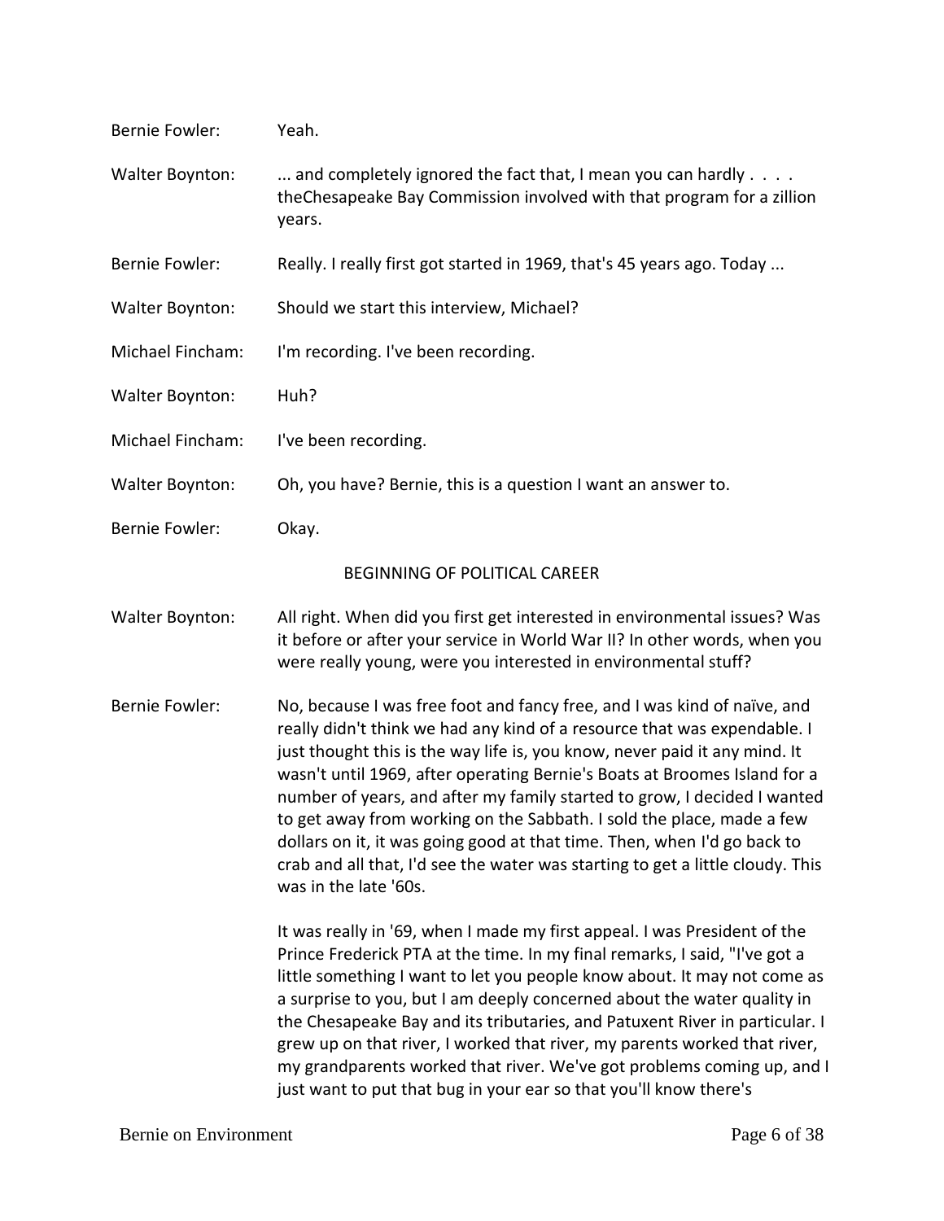Bernie Fowler: Yeah.

Walter Boynton: ... and completely ignored the fact that, I mean you can hardly . . . . theChesapeake Bay Commission involved with that program for a zillion years.

Bernie Fowler: Really. I really first got started in 1969, that's 45 years ago. Today ...

Walter Boynton: Should we start this interview, Michael?

Michael Fincham: I'm recording. I've been recording.

Walter Boynton: Huh?

Michael Fincham: I've been recording.

Walter Boynton: Oh, you have? Bernie, this is a question I want an answer to.

Bernie Fowler: Okay.

## BEGINNING OF POLITICAL CAREER

Walter Boynton: All right. When did you first get interested in environmental issues? Was it before or after your service in World War II? In other words, when you were really young, were you interested in environmental stuff?

Bernie Fowler: No, because I was free foot and fancy free, and I was kind of naïve, and really didn't think we had any kind of a resource that was expendable. I just thought this is the way life is, you know, never paid it any mind. It wasn't until 1969, after operating Bernie's Boats at Broomes Island for a number of years, and after my family started to grow, I decided I wanted to get away from working on the Sabbath. I sold the place, made a few dollars on it, it was going good at that time. Then, when I'd go back to crab and all that, I'd see the water was starting to get a little cloudy. This was in the late '60s.

It was really in '69, when I made my first appeal. I was President of the Prince Frederick PTA at the time. In my final remarks, I said, "I've got a little something I want to let you people know about. It may not come as a surprise to you, but I am deeply concerned about the water quality in the Chesapeake Bay and its tributaries, and Patuxent River in particular. I grew up on that river, I worked that river, my parents worked that river, my grandparents worked that river. We've got problems coming up, and I just want to put that bug in your ear so that you'll know there's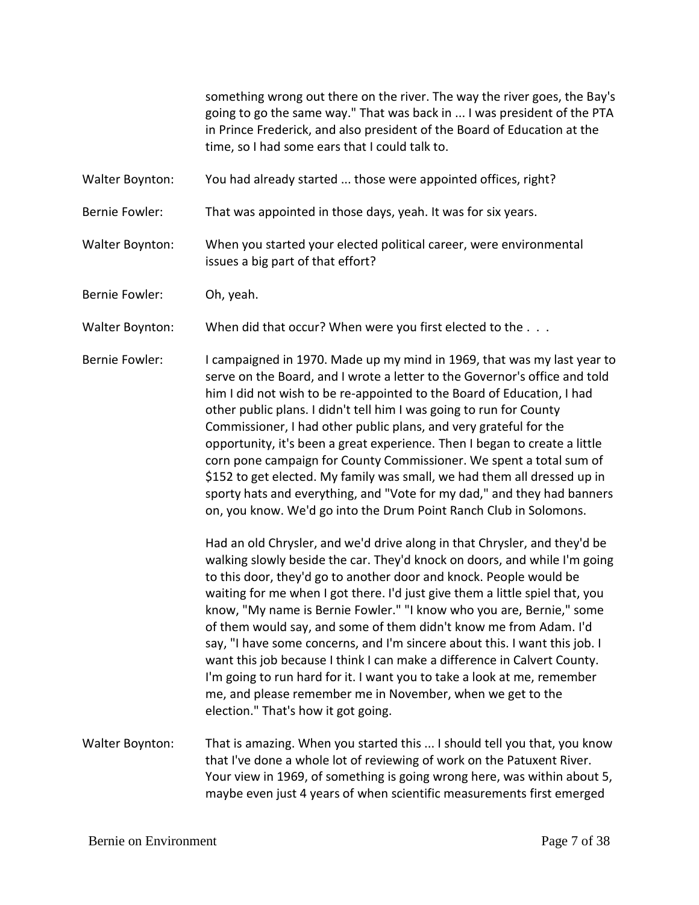something wrong out there on the river. The way the river goes, the Bay's going to go the same way." That was back in ... I was president of the PTA in Prince Frederick, and also president of the Board of Education at the time, so I had some ears that I could talk to.

Walter Boynton: You had already started ... those were appointed offices, right?

Bernie Fowler: That was appointed in those days, yeah. It was for six years.

Walter Boynton: When you started your elected political career, were environmental issues a big part of that effort?

Bernie Fowler: Oh, yeah.

Walter Boynton: When did that occur? When were you first elected to the . . .

Bernie Fowler: I campaigned in 1970. Made up my mind in 1969, that was my last year to serve on the Board, and I wrote a letter to the Governor's office and told him I did not wish to be re-appointed to the Board of Education, I had other public plans. I didn't tell him I was going to run for County Commissioner, I had other public plans, and very grateful for the opportunity, it's been a great experience. Then I began to create a little corn pone campaign for County Commissioner. We spent a total sum of $152 to get elected. My family was small, we had them all dressed up in sporty hats and everything, and "Vote for my dad," and they had banners on, you know. We'd go into the Drum Point Ranch Club in Solomons.

Had an old Chrysler, and we'd drive along in that Chrysler, and they'd be walking slowly beside the car. They'd knock on doors, and while I'm going to this door, they'd go to another door and knock. People would be waiting for me when I got there. I'd just give them a little spiel that, you know, "My name is Bernie Fowler." "I know who you are, Bernie," some of them would say, and some of them didn't know me from Adam. I'd say, "I have some concerns, and I'm sincere about this. I want this job. I want this job because I think I can make a difference in Calvert County. I'm going to run hard for it. I want you to take a look at me, remember me, and please remember me in November, when we get to the election." That's how it got going.

Walter Boynton: That is amazing. When you started this ... I should tell you that, you know that I've done a whole lot of reviewing of work on the Patuxent River. Your view in 1969, of something is going wrong here, was within about 5, maybe even just 4 years of when scientific measurements first emerged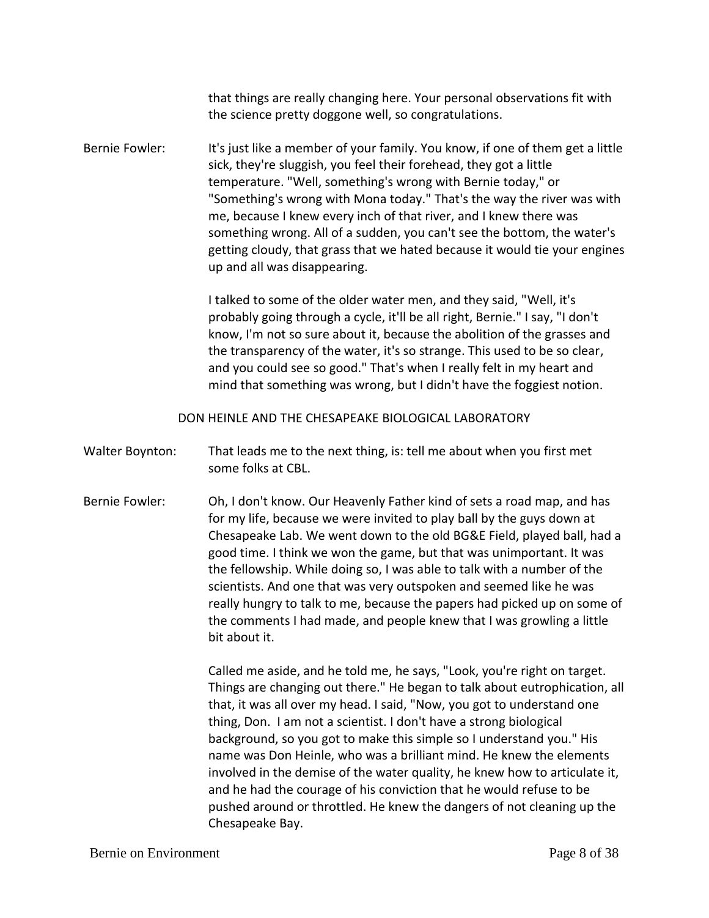that things are really changing here. Your personal observations fit with the science pretty doggone well, so congratulations.

Bernie Fowler: It's just like a member of your family. You know, if one of them get a little sick, they're sluggish, you feel their forehead, they got a little temperature. "Well, something's wrong with Bernie today," or "Something's wrong with Mona today." That's the way the river was with me, because I knew every inch of that river, and I knew there was something wrong. All of a sudden, you can't see the bottom, the water's getting cloudy, that grass that we hated because it would tie your engines up and all was disappearing.

I talked to some of the older water men, and they said, "Well, it's probably going through a cycle, it'll be all right, Bernie." I say, "I don't know, I'm not so sure about it, because the abolition of the grasses and the transparency of the water, it's so strange. This used to be so clear, and you could see so good." That's when I really felt in my heart and mind that something was wrong, but I didn't have the foggiest notion.

## DON HEINLE AND THE CHESAPEAKE BIOLOGICAL LABORATORY

Walter Boynton: That leads me to the next thing, is: tell me about when you first met some folks at CBL.

Bernie Fowler: Oh, I don't know. Our Heavenly Father kind of sets a road map, and has for my life, because we were invited to play ball by the guys down at Chesapeake Lab. We went down to the old BG&E Field, played ball, had a good time. I think we won the game, but that was unimportant. It was the fellowship. While doing so, I was able to talk with a number of the scientists. And one that was very outspoken and seemed like he was really hungry to talk to me, because the papers had picked up on some of the comments I had made, and people knew that I was growling a little bit about it.

Called me aside, and he told me, he says, "Look, you're right on target. Things are changing out there." He began to talk about eutrophication, all that, it was all over my head. I said, "Now, you got to understand one thing, Don. I am not a scientist. I don't have a strong biological background, so you got to make this simple so I understand you." His name was Don Heinle, who was a brilliant mind. He knew the elements involved in the demise of the water quality, he knew how to articulate it, and he had the courage of his conviction that he would refuse to be pushed around or throttled. He knew the dangers of not cleaning up the Chesapeake Bay.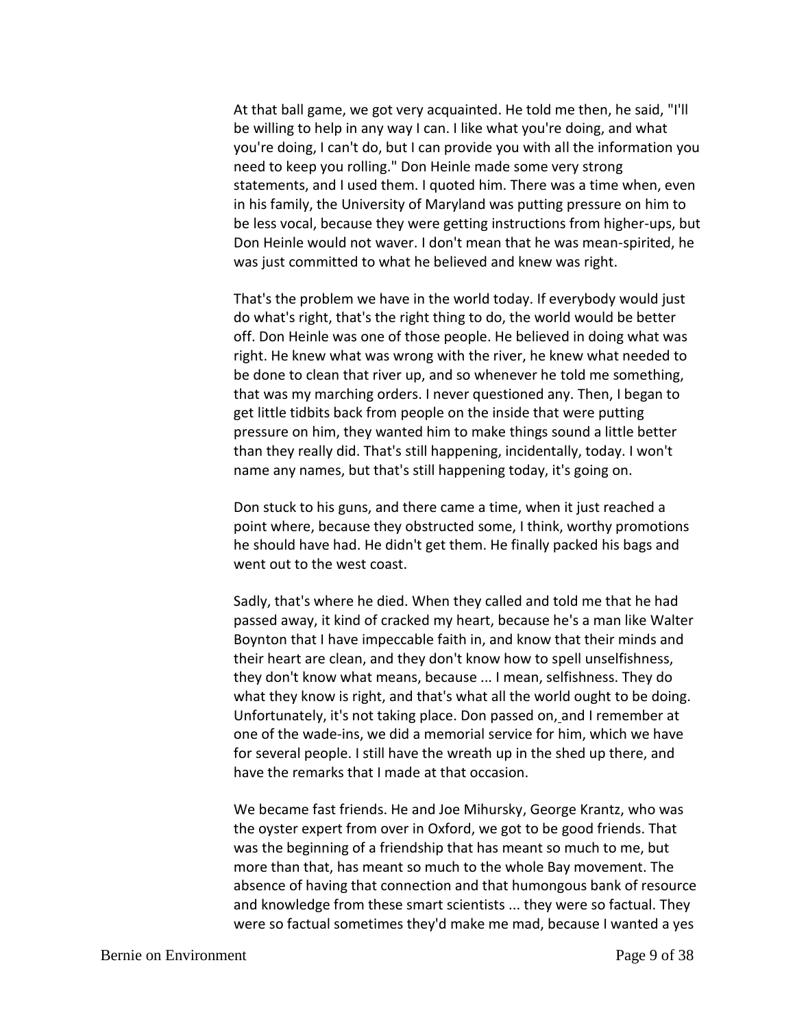At that ball game, we got very acquainted. He told me then, he said, "I'll be willing to help in any way I can. I like what you're doing, and what you're doing, I can't do, but I can provide you with all the information you need to keep you rolling." Don Heinle made some very strong statements, and I used them. I quoted him. There was a time when, even in his family, the University of Maryland was putting pressure on him to be less vocal, because they were getting instructions from higher-ups, but Don Heinle would not waver. I don't mean that he was mean-spirited, he was just committed to what he believed and knew was right.

That's the problem we have in the world today. If everybody would just do what's right, that's the right thing to do, the world would be better off. Don Heinle was one of those people. He believed in doing what was right. He knew what was wrong with the river, he knew what needed to be done to clean that river up, and so whenever he told me something, that was my marching orders. I never questioned any. Then, I began to get little tidbits back from people on the inside that were putting pressure on him, they wanted him to make things sound a little better than they really did. That's still happening, incidentally, today. I won't name any names, but that's still happening today, it's going on.

Don stuck to his guns, and there came a time, when it just reached a point where, because they obstructed some, I think, worthy promotions he should have had. He didn't get them. He finally packed his bags and went out to the west coast.

Sadly, that's where he died. When they called and told me that he had passed away, it kind of cracked my heart, because he's a man like Walter Boynton that I have impeccable faith in, and know that their minds and their heart are clean, and they don't know how to spell unselfishness, they don't know what means, because ... I mean, selfishness. They do what they know is right, and that's what all the world ought to be doing. Unfortunately, it's not taking place. Don passed on, and I remember at one of the wade-ins, we did a memorial service for him, which we have for several people. I still have the wreath up in the shed up there, and have the remarks that I made at that occasion.

We became fast friends. He and Joe Mihursky, George Krantz, who was the oyster expert from over in Oxford, we got to be good friends. That was the beginning of a friendship that has meant so much to me, but more than that, has meant so much to the whole Bay movement. The absence of having that connection and that humongous bank of resource and knowledge from these smart scientists ... they were so factual. They were so factual sometimes they'd make me mad, because I wanted a yes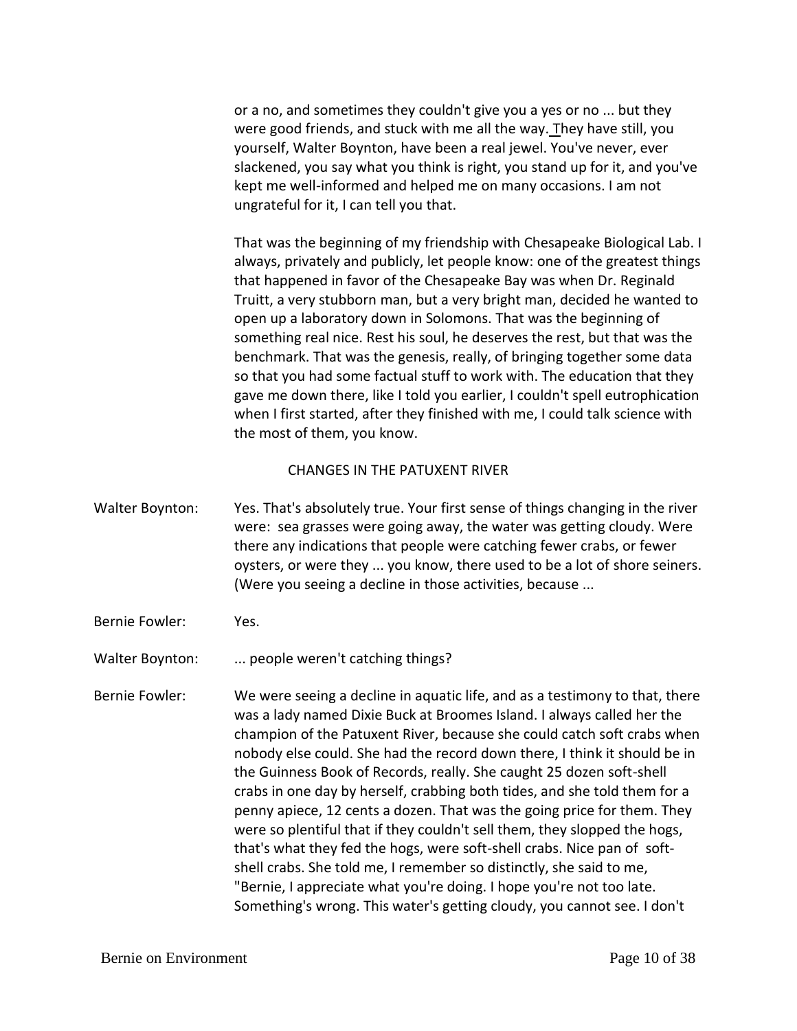or a no, and sometimes they couldn't give you a yes or no ... but they were good friends, and stuck with me all the way. They have still, you yourself, Walter Boynton, have been a real jewel. You've never, ever slackened, you say what you think is right, you stand up for it, and you've kept me well-informed and helped me on many occasions. I am not ungrateful for it, I can tell you that.

That was the beginning of my friendship with Chesapeake Biological Lab. I always, privately and publicly, let people know: one of the greatest things that happened in favor of the Chesapeake Bay was when Dr. Reginald Truitt, a very stubborn man, but a very bright man, decided he wanted to open up a laboratory down in Solomons. That was the beginning of something real nice. Rest his soul, he deserves the rest, but that was the benchmark. That was the genesis, really, of bringing together some data so that you had some factual stuff to work with. The education that they gave me down there, like I told you earlier, I couldn't spell eutrophication when I first started, after they finished with me, I could talk science with the most of them, you know.

## CHANGES IN THE PATUXENT RIVER

Walter Boynton: Yes. That's absolutely true. Your first sense of things changing in the river were: sea grasses were going away, the water was getting cloudy. Were there any indications that people were catching fewer crabs, or fewer oysters, or were they ... you know, there used to be a lot of shore seiners. (Were you seeing a decline in those activities, because ...

Bernie Fowler: Yes.

Walter Boynton: ... people weren't catching things?

Bernie Fowler: We were seeing a decline in aquatic life, and as a testimony to that, there was a lady named Dixie Buck at Broomes Island. I always called her the champion of the Patuxent River, because she could catch soft crabs when nobody else could. She had the record down there, I think it should be in the Guinness Book of Records, really. She caught 25 dozen soft-shell crabs in one day by herself, crabbing both tides, and she told them for a penny apiece, 12 cents a dozen. That was the going price for them. They were so plentiful that if they couldn't sell them, they slopped the hogs, that's what they fed the hogs, were soft-shell crabs. Nice pan of soft-shell crabs. She told me, I remember so distinctly, she said to me, "Bernie, I appreciate what you're doing. I hope you're not too late. Something's wrong. This water's getting cloudy, you cannot see. I don't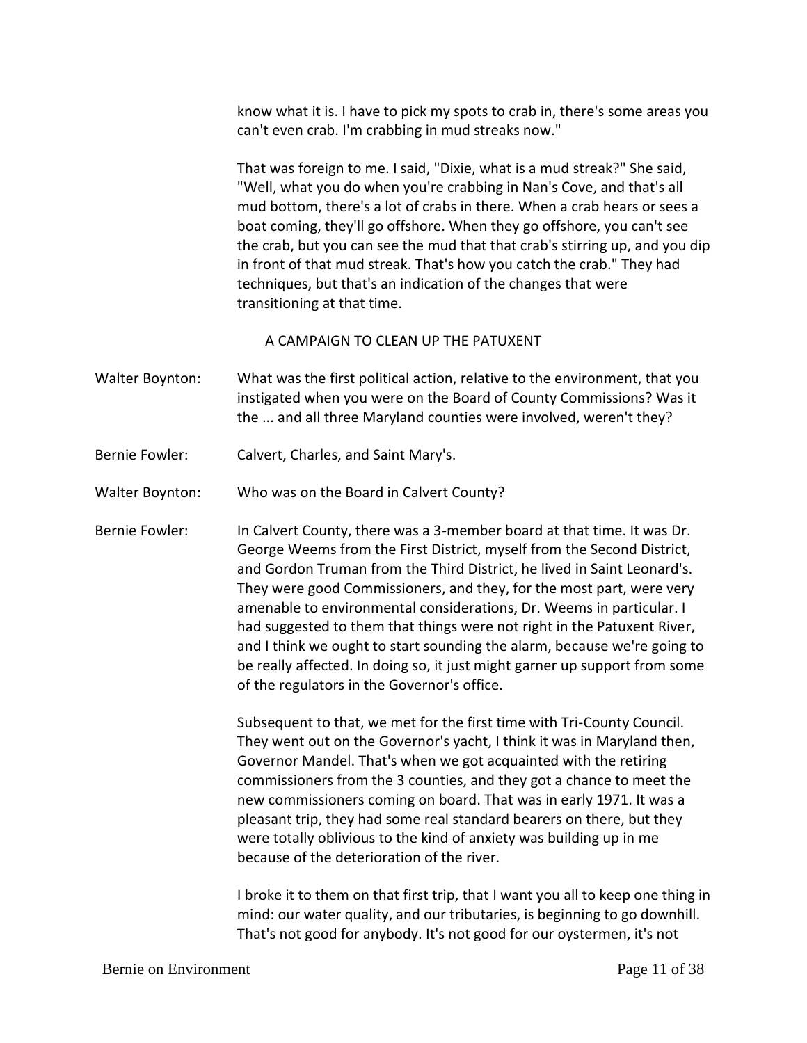know what it is. I have to pick my spots to crab in, there's some areas you can't even crab. I'm crabbing in mud streaks now."

That was foreign to me. I said, "Dixie, what is a mud streak?" She said, "Well, what you do when you're crabbing in Nan's Cove, and that's all mud bottom, there's a lot of crabs in there. When a crab hears or sees a boat coming, they'll go offshore. When they go offshore, you can't see the crab, but you can see the mud that that crab's stirring up, and you dip in front of that mud streak. That's how you catch the crab." They had techniques, but that's an indication of the changes that were transitioning at that time.

## A CAMPAIGN TO CLEAN UP THE PATUXENT

**Walter Boynton:** What was the first political action, relative to the environment, that you instigated when you were on the Board of County Commissions? Was it the ... and all three Maryland counties were involved, weren't they?

**Bernie Fowler:** Calvert, Charles, and Saint Mary's.

**Walter Boynton:** Who was on the Board in Calvert County?

**Bernie Fowler:** In Calvert County, there was a 3-member board at that time. It was Dr. George Weems from the First District, myself from the Second District, and Gordon Truman from the Third District, he lived in Saint Leonard's. They were good Commissioners, and they, for the most part, were very amenable to environmental considerations, Dr. Weems in particular. I had suggested to them that things were not right in the Patuxent River, and I think we ought to start sounding the alarm, because we're going to be really affected. In doing so, it just might garner up support from some of the regulators in the Governor's office.

Subsequent to that, we met for the first time with Tri-County Council. They went out on the Governor's yacht, I think it was in Maryland then, Governor Mandel. That's when we got acquainted with the retiring commissioners from the 3 counties, and they got a chance to meet the new commissioners coming on board. That was in early 1971. It was a pleasant trip, they had some real standard bearers on there, but they were totally oblivious to the kind of anxiety was building up in me because of the deterioration of the river.

I broke it to them on that first trip, that I want you all to keep one thing in mind: our water quality, and our tributaries, is beginning to go downhill. That's not good for anybody. It's not good for our oystermen, it's not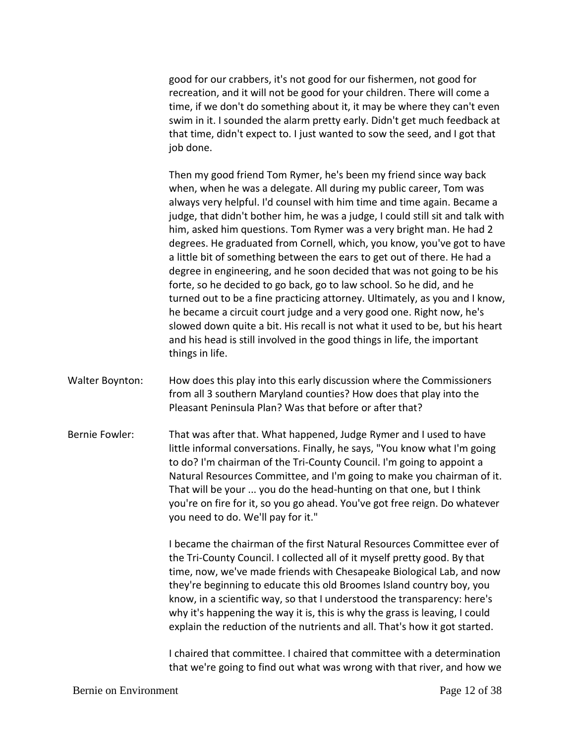good for our crabbers, it's not good for our fishermen, not good for recreation, and it will not be good for your children. There will come a time, if we don't do something about it, it may be where they can't even swim in it. I sounded the alarm pretty early. Didn't get much feedback at that time, didn't expect to. I just wanted to sow the seed, and I got that job done.

Then my good friend Tom Rymer, he's been my friend since way back when, when he was a delegate. All during my public career, Tom was always very helpful. I'd counsel with him time and time again. Became a judge, that didn't bother him, he was a judge, I could still sit and talk with him, asked him questions. Tom Rymer was a very bright man. He had 2 degrees. He graduated from Cornell, which, you know, you've got to have a little bit of something between the ears to get out of there. He had a degree in engineering, and he soon decided that was not going to be his forte, so he decided to go back, go to law school. So he did, and he turned out to be a fine practicing attorney. Ultimately, as you and I know, he became a circuit court judge and a very good one. Right now, he's slowed down quite a bit. His recall is not what it used to be, but his heart and his head is still involved in the good things in life, the important things in life.

Walter Boynton: How does this play into this early discussion where the Commissioners from all 3 southern Maryland counties? How does that play into the Pleasant Peninsula Plan? Was that before or after that?

Bernie Fowler: That was after that. What happened, Judge Rymer and I used to have little informal conversations. Finally, he says, "You know what I'm going to do? I'm chairman of the Tri-County Council. I'm going to appoint a Natural Resources Committee, and I'm going to make you chairman of it. That will be your ... you do the head-hunting on that one, but I think you're on fire for it, so you go ahead. You've got free reign. Do whatever you need to do. We'll pay for it."

I became the chairman of the first Natural Resources Committee ever of the Tri-County Council. I collected all of it myself pretty good. By that time, now, we've made friends with Chesapeake Biological Lab, and now they're beginning to educate this old Broomes Island country boy, you know, in a scientific way, so that I understood the transparency: here's why it's happening the way it is, this is why the grass is leaving, I could explain the reduction of the nutrients and all. That's how it got started.

I chaired that committee. I chaired that committee with a determination that we're going to find out what was wrong with that river, and how we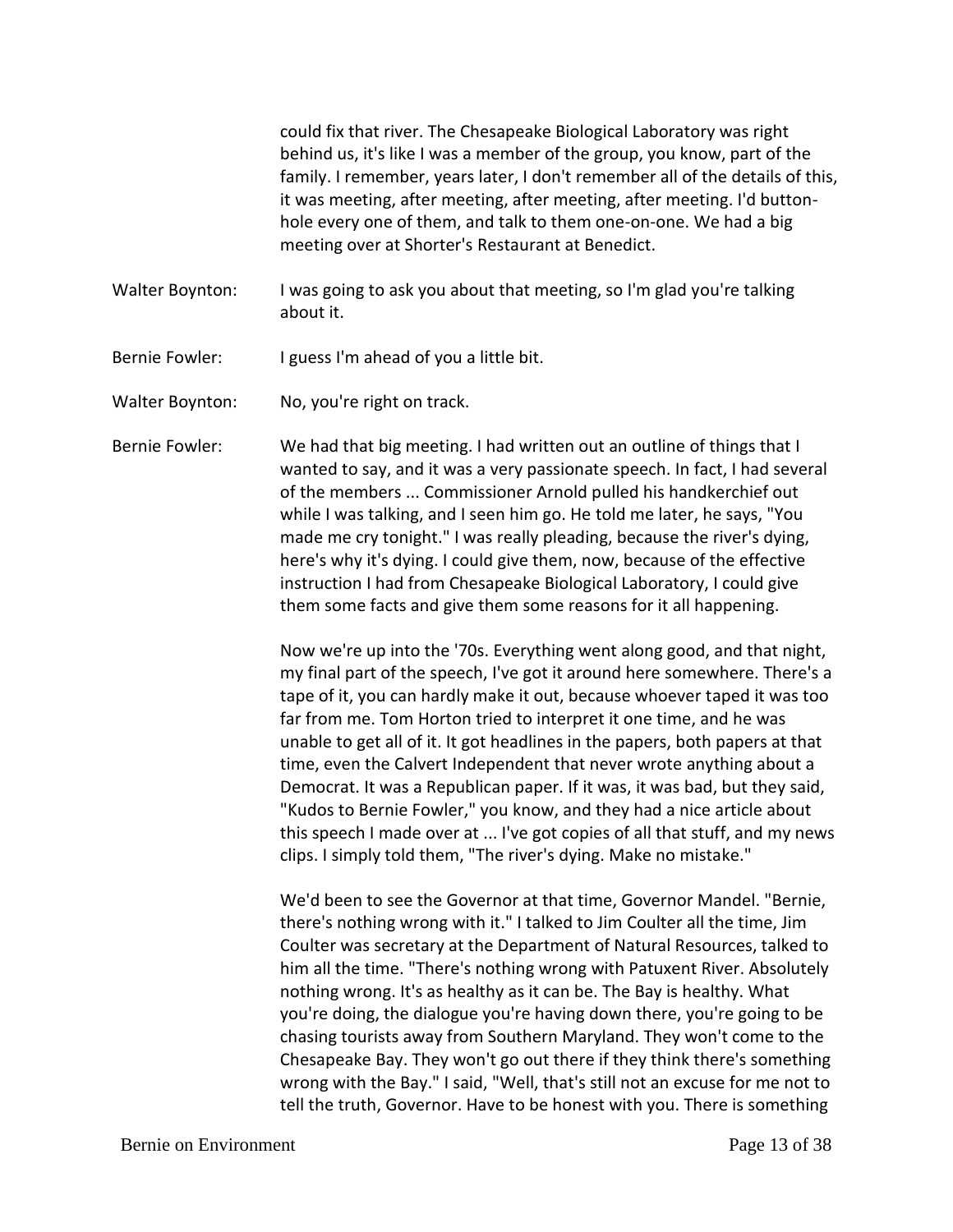could fix that river. The Chesapeake Biological Laboratory was right behind us, it's like I was a member of the group, you know, part of the family. I remember, years later, I don't remember all of the details of this, it was meeting, after meeting, after meeting, after meeting. I'd button-hole every one of them, and talk to them one-on-one. We had a big meeting over at Shorter's Restaurant at Benedict.

**Walter Boynton:** I was going to ask you about that meeting, so I'm glad you're talking about it.

**Bernie Fowler:** I guess I'm ahead of you a little bit.

**Walter Boynton:** No, you're right on track.

**Bernie Fowler:** We had that big meeting. I had written out an outline of things that I wanted to say, and it was a very passionate speech. In fact, I had several of the members ... Commissioner Arnold pulled his handkerchief out while I was talking, and I seen him go. He told me later, he says, "You made me cry tonight." I was really pleading, because the river's dying, here's why it's dying. I could give them, now, because of the effective instruction I had from Chesapeake Biological Laboratory, I could give them some facts and give them some reasons for it all happening.

Now we're up into the '70s. Everything went along good, and that night, my final part of the speech, I've got it around here somewhere. There's a tape of it, you can hardly make it out, because whoever taped it was too far from me. Tom Horton tried to interpret it one time, and he was unable to get all of it. It got headlines in the papers, both papers at that time, even the Calvert Independent that never wrote anything about a Democrat. It was a Republican paper. If it was, it was bad, but they said, "Kudos to Bernie Fowler," you know, and they had a nice article about this speech I made over at ... I've got copies of all that stuff, and my news clips. I simply told them, "The river's dying. Make no mistake."

We'd been to see the Governor at that time, Governor Mandel. "Bernie, there's nothing wrong with it." I talked to Jim Coulter all the time, Jim Coulter was secretary at the Department of Natural Resources, talked to him all the time. "There's nothing wrong with Patuxent River. Absolutely nothing wrong. It's as healthy as it can be. The Bay is healthy. What you're doing, the dialogue you're having down there, you're going to be chasing tourists away from Southern Maryland. They won't come to the Chesapeake Bay. They won't go out there if they think there's something wrong with the Bay." I said, "Well, that's still not an excuse for me not to tell the truth, Governor. Have to be honest with you. There is something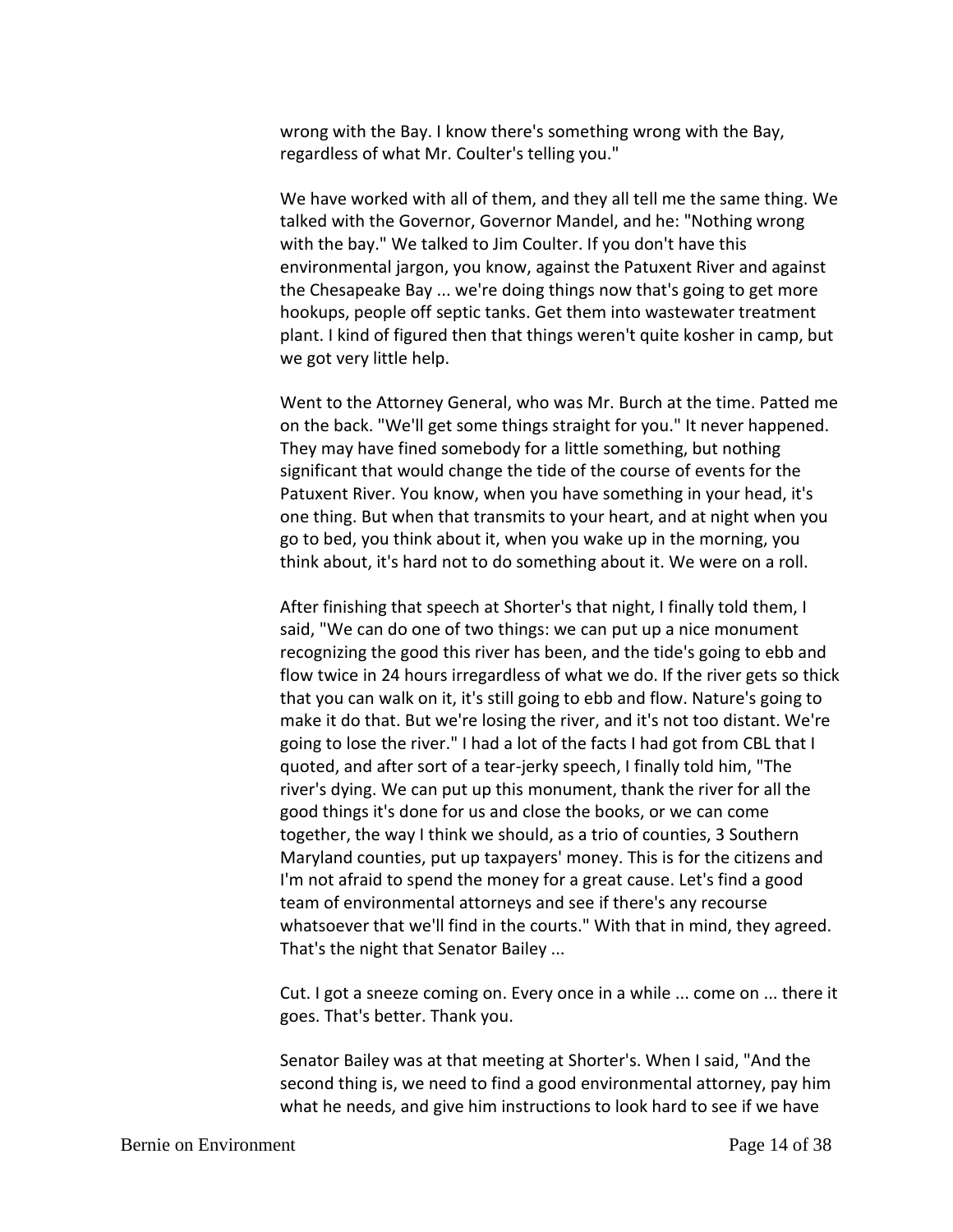wrong with the Bay. I know there's something wrong with the Bay, regardless of what Mr. Coulter's telling you."

We have worked with all of them, and they all tell me the same thing. We talked with the Governor, Governor Mandel, and he: "Nothing wrong with the bay." We talked to Jim Coulter. If you don't have this environmental jargon, you know, against the Patuxent River and against the Chesapeake Bay ... we're doing things now that's going to get more hookups, people off septic tanks. Get them into wastewater treatment plant. I kind of figured then that things weren't quite kosher in camp, but we got very little help.

Went to the Attorney General, who was Mr. Burch at the time. Patted me on the back. "We'll get some things straight for you." It never happened. They may have fined somebody for a little something, but nothing significant that would change the tide of the course of events for the Patuxent River. You know, when you have something in your head, it's one thing. But when that transmits to your heart, and at night when you go to bed, you think about it, when you wake up in the morning, you think about, it's hard not to do something about it. We were on a roll.

After finishing that speech at Shorter's that night, I finally told them, I said, "We can do one of two things: we can put up a nice monument recognizing the good this river has been, and the tide's going to ebb and flow twice in 24 hours irregardless of what we do. If the river gets so thick that you can walk on it, it's still going to ebb and flow. Nature's going to make it do that. But we're losing the river, and it's not too distant. We're going to lose the river." I had a lot of the facts I had got from CBL that I quoted, and after sort of a tear-jerky speech, I finally told him, "The river's dying. We can put up this monument, thank the river for all the good things it's done for us and close the books, or we can come together, the way I think we should, as a trio of counties, 3 Southern Maryland counties, put up taxpayers' money. This is for the citizens and I'm not afraid to spend the money for a great cause. Let's find a good team of environmental attorneys and see if there's any recourse whatsoever that we'll find in the courts." With that in mind, they agreed. That's the night that Senator Bailey ...

Cut. I got a sneeze coming on. Every once in a while ... come on ... there it goes. That's better. Thank you.

Senator Bailey was at that meeting at Shorter's. When I said, "And the second thing is, we need to find a good environmental attorney, pay him what he needs, and give him instructions to look hard to see if we have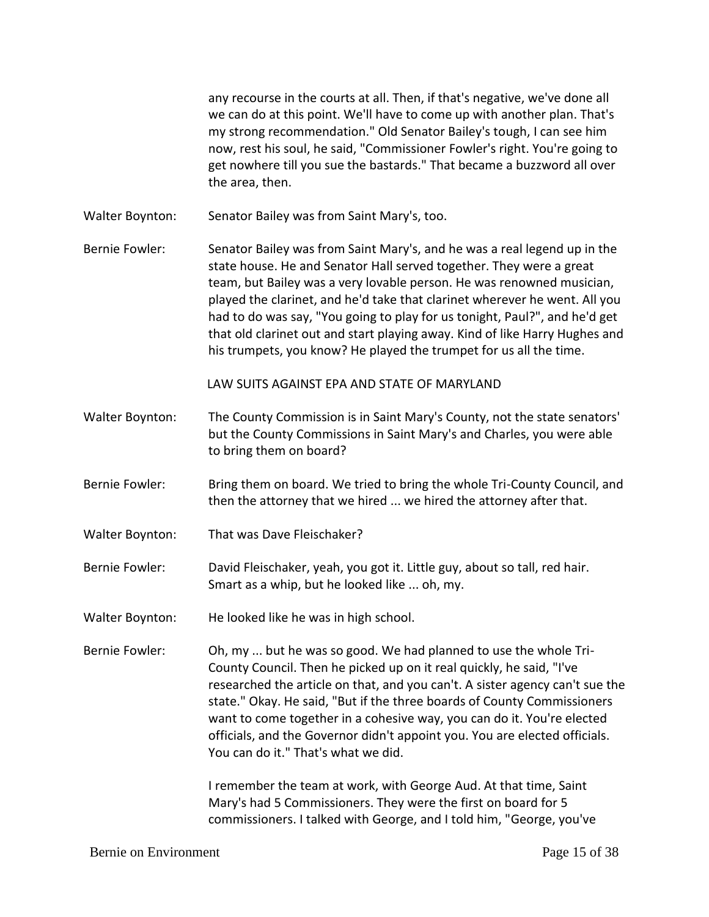any recourse in the courts at all. Then, if that's negative, we've done all we can do at this point. We'll have to come up with another plan. That's my strong recommendation." Old Senator Bailey's tough, I can see him now, rest his soul, he said, "Commissioner Fowler's right. You're going to get nowhere till you sue the bastards." That became a buzzword all over the area, then.

Walter Boynton: Senator Bailey was from Saint Mary's, too.

Bernie Fowler: Senator Bailey was from Saint Mary's, and he was a real legend up in the state house. He and Senator Hall served together. They were a great team, but Bailey was a very lovable person. He was renowned musician, played the clarinet, and he'd take that clarinet wherever he went. All you had to do was say, "You going to play for us tonight, Paul?", and he'd get that old clarinet out and start playing away. Kind of like Harry Hughes and his trumpets, you know? He played the trumpet for us all the time.

## LAW SUITS AGAINST EPA AND STATE OF MARYLAND

Walter Boynton: The County Commission is in Saint Mary's County, not the state senators' but the County Commissions in Saint Mary's and Charles, you were able to bring them on board?

Bernie Fowler: Bring them on board. We tried to bring the whole Tri-County Council, and then the attorney that we hired ... we hired the attorney after that.

Walter Boynton: That was Dave Fleischaker?

Bernie Fowler: David Fleischaker, yeah, you got it. Little guy, about so tall, red hair. Smart as a whip, but he looked like ... oh, my.

Walter Boynton: He looked like he was in high school.

Bernie Fowler: Oh, my ... but he was so good. We had planned to use the whole Tri-County Council. Then he picked up on it real quickly, he said, "I've researched the article on that, and you can't. A sister agency can't sue the state." Okay. He said, "But if the three boards of County Commissioners want to come together in a cohesive way, you can do it. You're elected officials, and the Governor didn't appoint you. You are elected officials. You can do it." That's what we did.

I remember the team at work, with George Aud. At that time, Saint Mary's had 5 Commissioners. They were the first on board for 5 commissioners. I talked with George, and I told him, "George, you've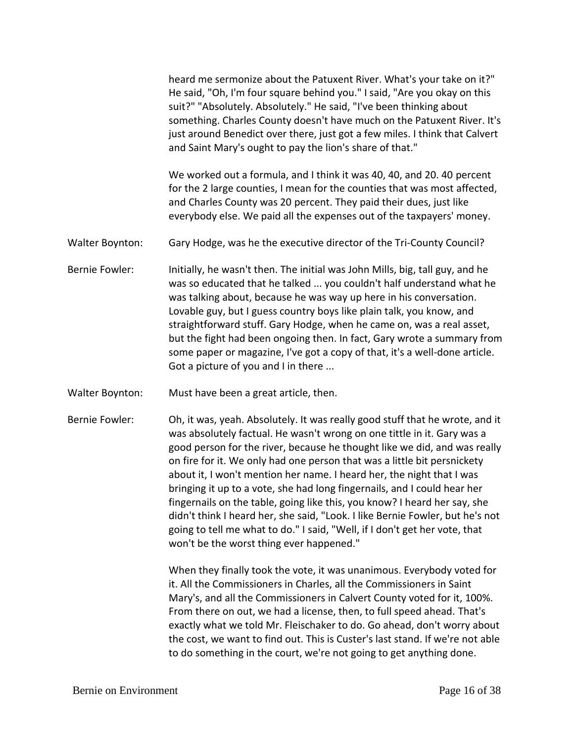heard me sermonize about the Patuxent River. What's your take on it?" He said, "Oh, I'm four square behind you." I said, "Are you okay on this suit?" "Absolutely. Absolutely." He said, "I've been thinking about something. Charles County doesn't have much on the Patuxent River. It's just around Benedict over there, just got a few miles. I think that Calvert and Saint Mary's ought to pay the lion's share of that."

We worked out a formula, and I think it was 40, 40, and 20. 40 percent for the 2 large counties, I mean for the counties that was most affected, and Charles County was 20 percent. They paid their dues, just like everybody else. We paid all the expenses out of the taxpayers' money.

Walter Boynton: Gary Hodge, was he the executive director of the Tri-County Council?

Bernie Fowler: Initially, he wasn't then. The initial was John Mills, big, tall guy, and he was so educated that he talked ... you couldn't half understand what he was talking about, because he was way up here in his conversation. Lovable guy, but I guess country boys like plain talk, you know, and straightforward stuff. Gary Hodge, when he came on, was a real asset, but the fight had been ongoing then. In fact, Gary wrote a summary from some paper or magazine, I've got a copy of that, it's a well-done article. Got a picture of you and I in there ...

Walter Boynton: Must have been a great article, then.

Bernie Fowler: Oh, it was, yeah. Absolutely. It was really good stuff that he wrote, and it was absolutely factual. He wasn't wrong on one tittle in it. Gary was a good person for the river, because he thought like we did, and was really on fire for it. We only had one person that was a little bit persnickety about it, I won't mention her name. I heard her, the night that I was bringing it up to a vote, she had long fingernails, and I could hear her fingernails on the table, going like this, you know? I heard her say, she didn't think I heard her, she said, "Look. I like Bernie Fowler, but he's not going to tell me what to do." I said, "Well, if I don't get her vote, that won't be the worst thing ever happened."

When they finally took the vote, it was unanimous. Everybody voted for it. All the Commissioners in Charles, all the Commissioners in Saint Mary's, and all the Commissioners in Calvert County voted for it, 100%. From there on out, we had a license, then, to full speed ahead. That's exactly what we told Mr. Fleischaker to do. Go ahead, don't worry about the cost, we want to find out. This is Custer's last stand. If we're not able to do something in the court, we're not going to get anything done.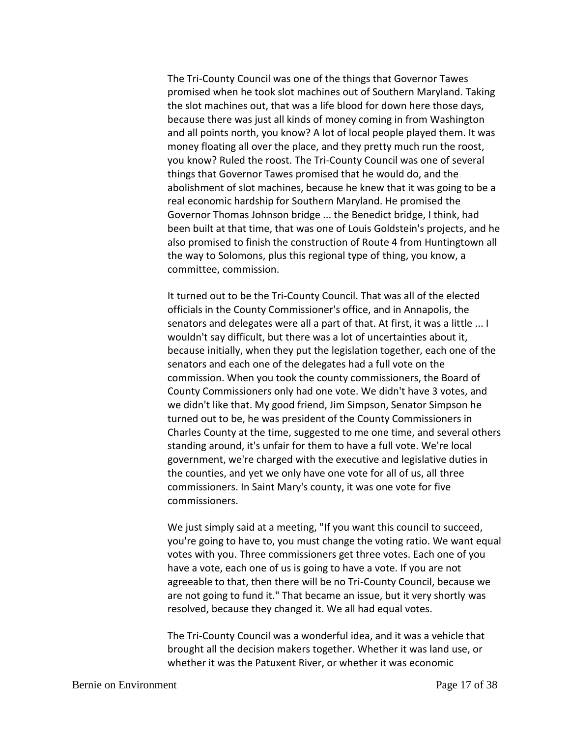The Tri-County Council was one of the things that Governor Tawes promised when he took slot machines out of Southern Maryland. Taking the slot machines out, that was a life blood for down here those days, because there was just all kinds of money coming in from Washington and all points north, you know? A lot of local people played them. It was money floating all over the place, and they pretty much run the roost, you know? Ruled the roost. The Tri-County Council was one of several things that Governor Tawes promised that he would do, and the abolishment of slot machines, because he knew that it was going to be a real economic hardship for Southern Maryland. He promised the Governor Thomas Johnson bridge ... the Benedict bridge, I think, had been built at that time, that was one of Louis Goldstein's projects, and he also promised to finish the construction of Route 4 from Huntingtown all the way to Solomons, plus this regional type of thing, you know, a committee, commission.

It turned out to be the Tri-County Council. That was all of the elected officials in the County Commissioner's office, and in Annapolis, the senators and delegates were all a part of that. At first, it was a little ... I wouldn't say difficult, but there was a lot of uncertainties about it, because initially, when they put the legislation together, each one of the senators and each one of the delegates had a full vote on the commission. When you took the county commissioners, the Board of County Commissioners only had one vote. We didn't have 3 votes, and we didn't like that. My good friend, Jim Simpson, Senator Simpson he turned out to be, he was president of the County Commissioners in Charles County at the time, suggested to me one time, and several others standing around, it's unfair for them to have a full vote. We're local government, we're charged with the executive and legislative duties in the counties, and yet we only have one vote for all of us, all three commissioners. In Saint Mary's county, it was one vote for five commissioners.

We just simply said at a meeting, "If you want this council to succeed, you're going to have to, you must change the voting ratio. We want equal votes with you. Three commissioners get three votes. Each one of you have a vote, each one of us is going to have a vote. If you are not agreeable to that, then there will be no Tri-County Council, because we are not going to fund it." That became an issue, but it very shortly was resolved, because they changed it. We all had equal votes.

The Tri-County Council was a wonderful idea, and it was a vehicle that brought all the decision makers together. Whether it was land use, or whether it was the Patuxent River, or whether it was economic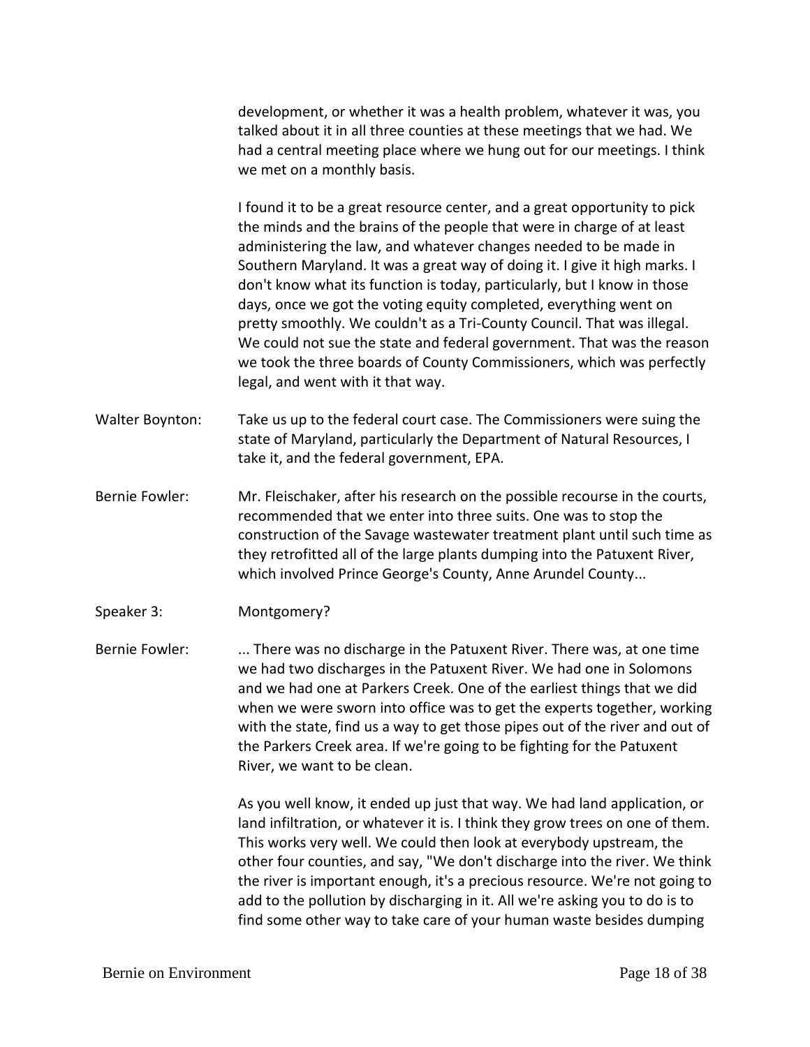development, or whether it was a health problem, whatever it was, you talked about it in all three counties at these meetings that we had. We had a central meeting place where we hung out for our meetings. I think we met on a monthly basis.

I found it to be a great resource center, and a great opportunity to pick the minds and the brains of the people that were in charge of at least administering the law, and whatever changes needed to be made in Southern Maryland. It was a great way of doing it. I give it high marks. I don't know what its function is today, particularly, but I know in those days, once we got the voting equity completed, everything went on pretty smoothly. We couldn't as a Tri-County Council. That was illegal. We could not sue the state and federal government. That was the reason we took the three boards of County Commissioners, which was perfectly legal, and went with it that way.

**Walter Boynton:** Take us up to the federal court case. The Commissioners were suing the state of Maryland, particularly the Department of Natural Resources, I take it, and the federal government, EPA.

**Bernie Fowler:** Mr. Fleischaker, after his research on the possible recourse in the courts, recommended that we enter into three suits. One was to stop the construction of the Savage wastewater treatment plant until such time as they retrofitted all of the large plants dumping into the Patuxent River, which involved Prince George's County, Anne Arundel County...

**Speaker 3:** Montgomery?

**Bernie Fowler:** ... There was no discharge in the Patuxent River. There was, at one time we had two discharges in the Patuxent River. We had one in Solomons and we had one at Parkers Creek. One of the earliest things that we did when we were sworn into office was to get the experts together, working with the state, find us a way to get those pipes out of the river and out of the Parkers Creek area. If we're going to be fighting for the Patuxent River, we want to be clean.

As you well know, it ended up just that way. We had land application, or land infiltration, or whatever it is. I think they grow trees on one of them. This works very well. We could then look at everybody upstream, the other four counties, and say, "We don't discharge into the river. We think the river is important enough, it's a precious resource. We're not going to add to the pollution by discharging in it. All we're asking you to do is to find some other way to take care of your human waste besides dumping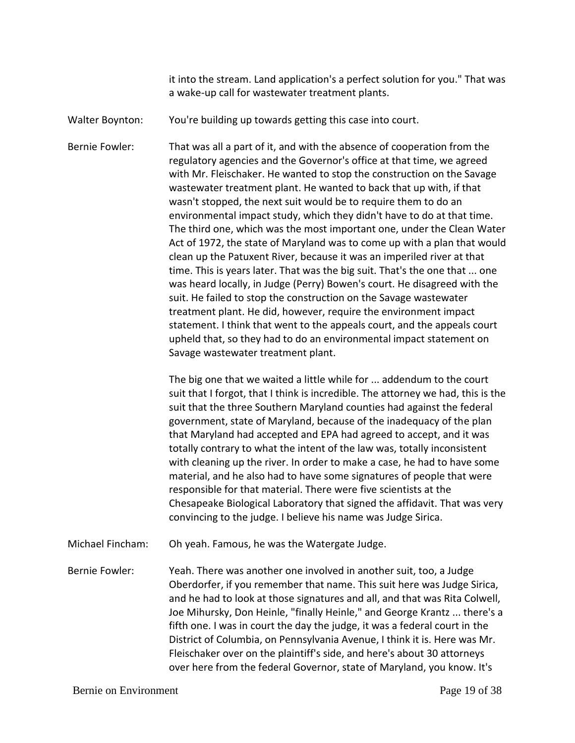it into the stream. Land application's a perfect solution for you." That was a wake-up call for wastewater treatment plants.

Walter Boynton: You're building up towards getting this case into court.

Bernie Fowler: That was all a part of it, and with the absence of cooperation from the regulatory agencies and the Governor's office at that time, we agreed with Mr. Fleischaker. He wanted to stop the construction on the Savage wastewater treatment plant. He wanted to back that up with, if that wasn't stopped, the next suit would be to require them to do an environmental impact study, which they didn't have to do at that time. The third one, which was the most important one, under the Clean Water Act of 1972, the state of Maryland was to come up with a plan that would clean up the Patuxent River, because it was an imperiled river at that time. This is years later. That was the big suit. That's the one that ... one was heard locally, in Judge (Perry) Bowen's court. He disagreed with the suit. He failed to stop the construction on the Savage wastewater treatment plant. He did, however, require the environment impact statement. I think that went to the appeals court, and the appeals court upheld that, so they had to do an environmental impact statement on Savage wastewater treatment plant.

The big one that we waited a little while for ... addendum to the court suit that I forgot, that I think is incredible. The attorney we had, this is the suit that the three Southern Maryland counties had against the federal government, state of Maryland, because of the inadequacy of the plan that Maryland had accepted and EPA had agreed to accept, and it was totally contrary to what the intent of the law was, totally inconsistent with cleaning up the river. In order to make a case, he had to have some material, and he also had to have some signatures of people that were responsible for that material. There were five scientists at the Chesapeake Biological Laboratory that signed the affidavit. That was very convincing to the judge. I believe his name was Judge Sirica.

Michael Fincham: Oh yeah. Famous, he was the Watergate Judge.

Bernie Fowler: Yeah. There was another one involved in another suit, too, a Judge Oberdorfer, if you remember that name. This suit here was Judge Sirica, and he had to look at those signatures and all, and that was Rita Colwell, Joe Mihursky, Don Heinle, "finally Heinle," and George Krantz ... there's a fifth one. I was in court the day the judge, it was a federal court in the District of Columbia, on Pennsylvania Avenue, I think it is. Here was Mr. Fleischaker over on the plaintiff's side, and here's about 30 attorneys over here from the federal Governor, state of Maryland, you know. It's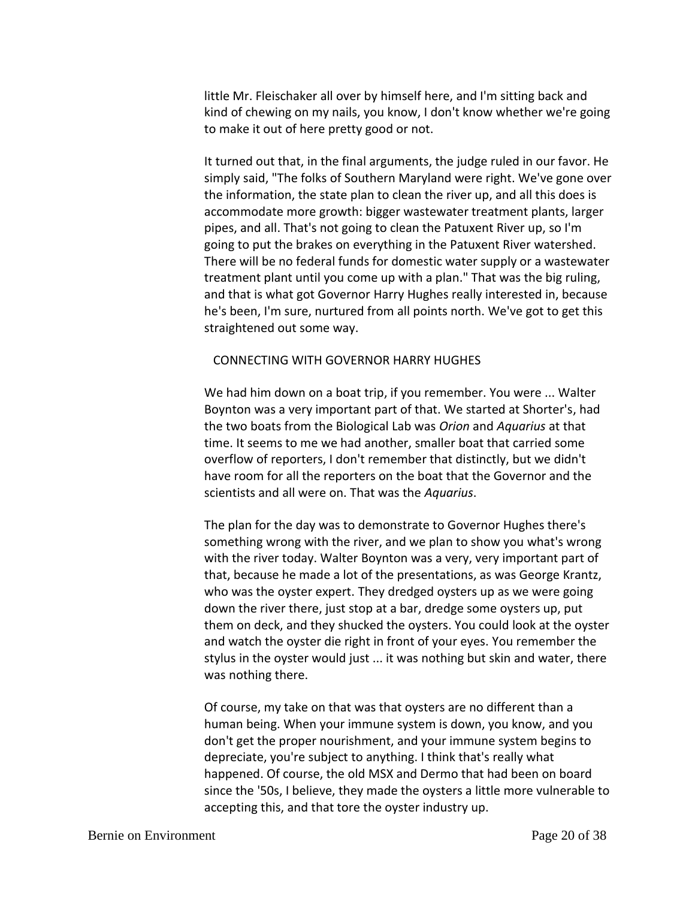little Mr. Fleischaker all over by himself here, and I'm sitting back and kind of chewing on my nails, you know, I don't know whether we're going to make it out of here pretty good or not.

It turned out that, in the final arguments, the judge ruled in our favor. He simply said, "The folks of Southern Maryland were right. We've gone over the information, the state plan to clean the river up, and all this does is accommodate more growth: bigger wastewater treatment plants, larger pipes, and all. That's not going to clean the Patuxent River up, so I'm going to put the brakes on everything in the Patuxent River watershed. There will be no federal funds for domestic water supply or a wastewater treatment plant until you come up with a plan." That was the big ruling, and that is what got Governor Harry Hughes really interested in, because he's been, I'm sure, nurtured from all points north. We've got to get this straightened out some way.

## CONNECTING WITH GOVERNOR HARRY HUGHES

We had him down on a boat trip, if you remember. You were ... Walter Boynton was a very important part of that. We started at Shorter's, had the two boats from the Biological Lab was *Orion* and *Aquarius* at that time. It seems to me we had another, smaller boat that carried some overflow of reporters, I don't remember that distinctly, but we didn't have room for all the reporters on the boat that the Governor and the scientists and all were on. That was the *Aquarius*.

The plan for the day was to demonstrate to Governor Hughes there's something wrong with the river, and we plan to show you what's wrong with the river today. Walter Boynton was a very, very important part of that, because he made a lot of the presentations, as was George Krantz, who was the oyster expert. They dredged oysters up as we were going down the river there, just stop at a bar, dredge some oysters up, put them on deck, and they shucked the oysters. You could look at the oyster and watch the oyster die right in front of your eyes. You remember the stylus in the oyster would just ... it was nothing but skin and water, there was nothing there.

Of course, my take on that was that oysters are no different than a human being. When your immune system is down, you know, and you don't get the proper nourishment, and your immune system begins to depreciate, you're subject to anything. I think that's really what happened. Of course, the old MSX and Dermo that had been on board since the '50s, I believe, they made the oysters a little more vulnerable to accepting this, and that tore the oyster industry up.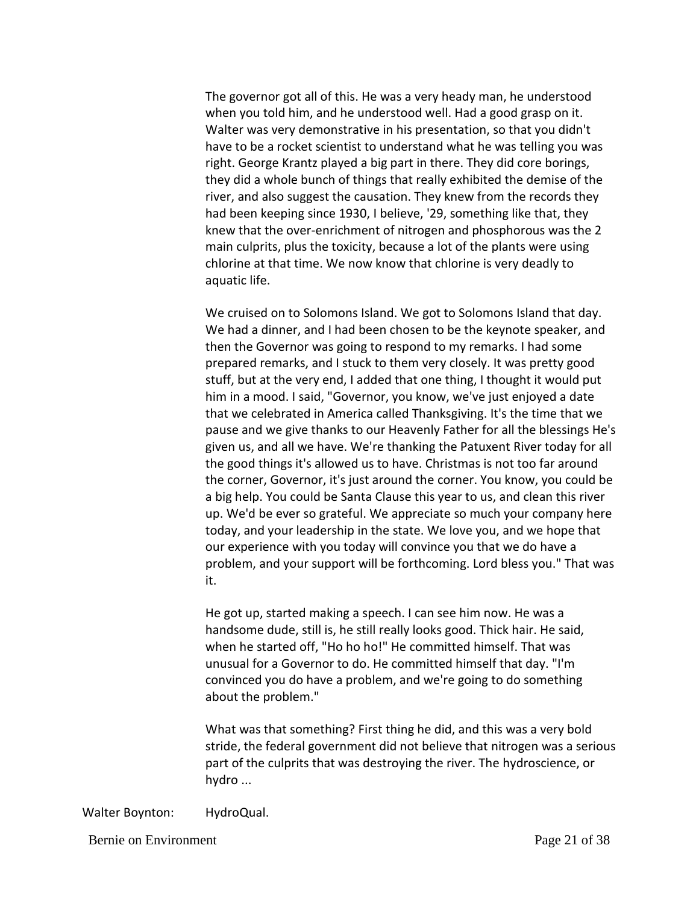The governor got all of this. He was a very heady man, he understood when you told him, and he understood well. Had a good grasp on it. Walter was very demonstrative in his presentation, so that you didn't have to be a rocket scientist to understand what he was telling you was right. George Krantz played a big part in there. They did core borings, they did a whole bunch of things that really exhibited the demise of the river, and also suggest the causation. They knew from the records they had been keeping since 1930, I believe, '29, something like that, they knew that the over-enrichment of nitrogen and phosphorous was the 2 main culprits, plus the toxicity, because a lot of the plants were using chlorine at that time. We now know that chlorine is very deadly to aquatic life.

We cruised on to Solomons Island. We got to Solomons Island that day. We had a dinner, and I had been chosen to be the keynote speaker, and then the Governor was going to respond to my remarks. I had some prepared remarks, and I stuck to them very closely. It was pretty good stuff, but at the very end, I added that one thing, I thought it would put him in a mood. I said, "Governor, you know, we've just enjoyed a date that we celebrated in America called Thanksgiving. It's the time that we pause and we give thanks to our Heavenly Father for all the blessings He's given us, and all we have. We're thanking the Patuxent River today for all the good things it's allowed us to have. Christmas is not too far around the corner, Governor, it's just around the corner. You know, you could be a big help. You could be Santa Clause this year to us, and clean this river up. We'd be ever so grateful. We appreciate so much your company here today, and your leadership in the state. We love you, and we hope that our experience with you today will convince you that we do have a problem, and your support will be forthcoming. Lord bless you." That was it.

He got up, started making a speech. I can see him now. He was a handsome dude, still is, he still really looks good. Thick hair. He said, when he started off, "Ho ho ho!" He committed himself. That was unusual for a Governor to do. He committed himself that day. "I'm convinced you do have a problem, and we're going to do something about the problem."

What was that something? First thing he did, and this was a very bold stride, the federal government did not believe that nitrogen was a serious part of the culprits that was destroying the river. The hydroscience, or hydro ...

Walter Boynton: HydroQual.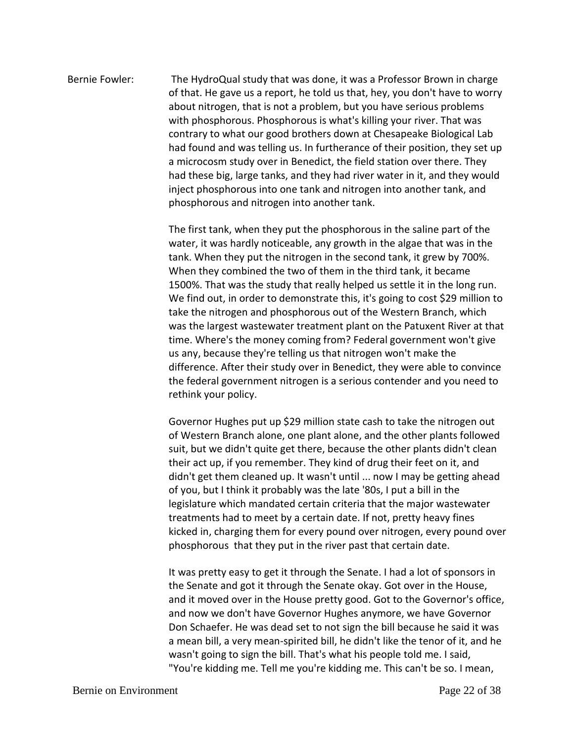Bernie Fowler: The HydroQual study that was done, it was a Professor Brown in charge of that. He gave us a report, he told us that, hey, you don't have to worry about nitrogen, that is not a problem, but you have serious problems with phosphorous. Phosphorous is what's killing your river. That was contrary to what our good brothers down at Chesapeake Biological Lab had found and was telling us. In furtherance of their position, they set up a microcosm study over in Benedict, the field station over there. They had these big, large tanks, and they had river water in it, and they would inject phosphorous into one tank and nitrogen into another tank, and phosphorous and nitrogen into another tank.

The first tank, when they put the phosphorous in the saline part of the water, it was hardly noticeable, any growth in the algae that was in the tank. When they put the nitrogen in the second tank, it grew by 700%. When they combined the two of them in the third tank, it became 1500%. That was the study that really helped us settle it in the long run. We find out, in order to demonstrate this, it's going to cost $29 million to take the nitrogen and phosphorous out of the Western Branch, which was the largest wastewater treatment plant on the Patuxent River at that time. Where's the money coming from? Federal government won't give us any, because they're telling us that nitrogen won't make the difference. After their study over in Benedict, they were able to convince the federal government nitrogen is a serious contender and you need to rethink your policy.

Governor Hughes put up $29 million state cash to take the nitrogen out of Western Branch alone, one plant alone, and the other plants followed suit, but we didn't quite get there, because the other plants didn't clean their act up, if you remember. They kind of drug their feet on it, and didn't get them cleaned up. It wasn't until ... now I may be getting ahead of you, but I think it probably was the late '80s, I put a bill in the legislature which mandated certain criteria that the major wastewater treatments had to meet by a certain date. If not, pretty heavy fines kicked in, charging them for every pound over nitrogen, every pound over phosphorous that they put in the river past that certain date.

It was pretty easy to get it through the Senate. I had a lot of sponsors in the Senate and got it through the Senate okay. Got over in the House, and it moved over in the House pretty good. Got to the Governor's office, and now we don't have Governor Hughes anymore, we have Governor Don Schaefer. He was dead set to not sign the bill because he said it was a mean bill, a very mean-spirited bill, he didn't like the tenor of it, and he wasn't going to sign the bill. That's what his people told me. I said, "You're kidding me. Tell me you're kidding me. This can't be so. I mean,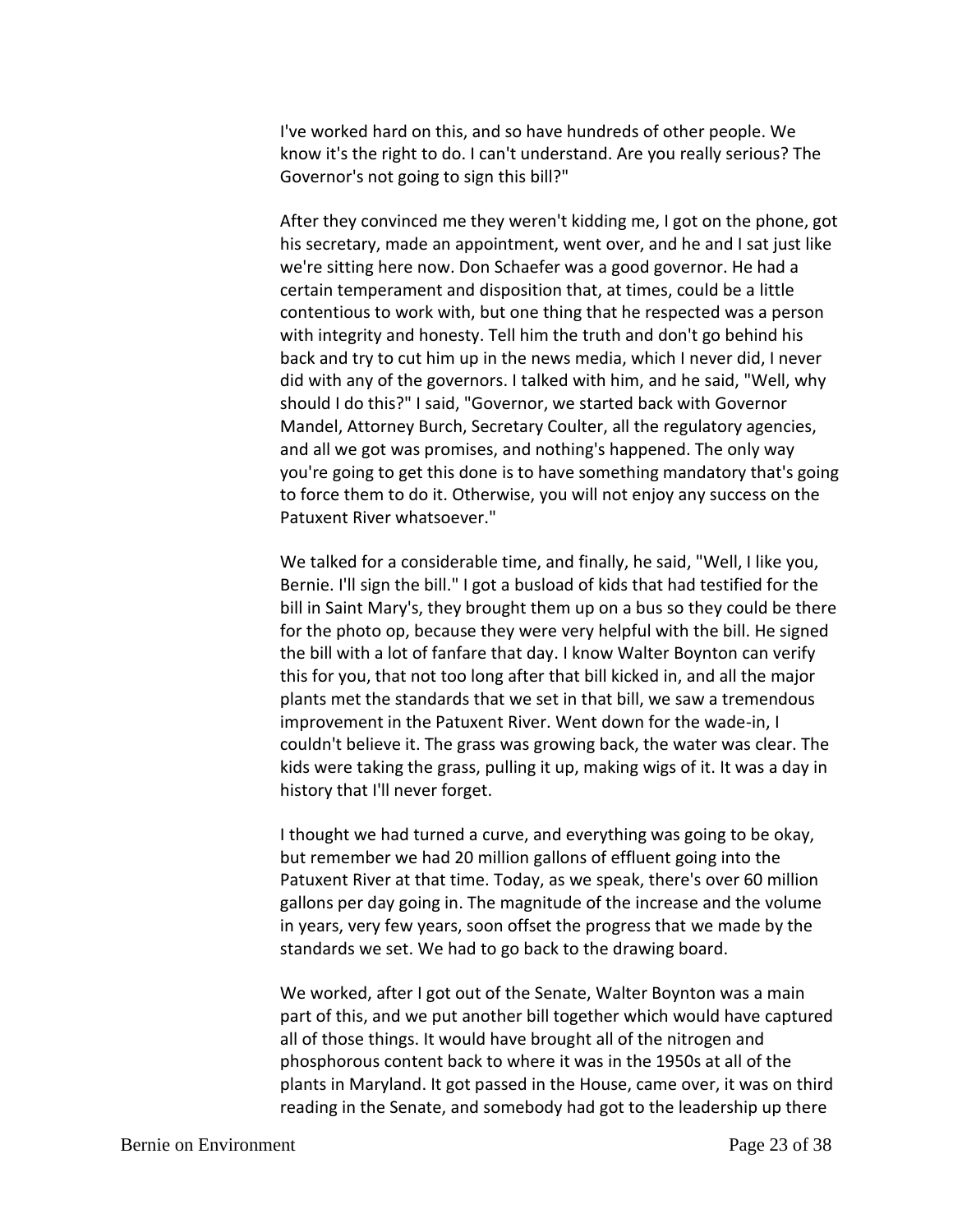I've worked hard on this, and so have hundreds of other people. We know it's the right to do. I can't understand. Are you really serious? The Governor's not going to sign this bill?"

After they convinced me they weren't kidding me, I got on the phone, got his secretary, made an appointment, went over, and he and I sat just like we're sitting here now. Don Schaefer was a good governor. He had a certain temperament and disposition that, at times, could be a little contentious to work with, but one thing that he respected was a person with integrity and honesty. Tell him the truth and don't go behind his back and try to cut him up in the news media, which I never did, I never did with any of the governors. I talked with him, and he said, "Well, why should I do this?" I said, "Governor, we started back with Governor Mandel, Attorney Burch, Secretary Coulter, all the regulatory agencies, and all we got was promises, and nothing's happened. The only way you're going to get this done is to have something mandatory that's going to force them to do it. Otherwise, you will not enjoy any success on the Patuxent River whatsoever."

We talked for a considerable time, and finally, he said, "Well, I like you, Bernie. I'll sign the bill." I got a busload of kids that had testified for the bill in Saint Mary's, they brought them up on a bus so they could be there for the photo op, because they were very helpful with the bill. He signed the bill with a lot of fanfare that day. I know Walter Boynton can verify this for you, that not too long after that bill kicked in, and all the major plants met the standards that we set in that bill, we saw a tremendous improvement in the Patuxent River. Went down for the wade-in, I couldn't believe it. The grass was growing back, the water was clear. The kids were taking the grass, pulling it up, making wigs of it. It was a day in history that I'll never forget.

I thought we had turned a curve, and everything was going to be okay, but remember we had 20 million gallons of effluent going into the Patuxent River at that time. Today, as we speak, there's over 60 million gallons per day going in. The magnitude of the increase and the volume in years, very few years, soon offset the progress that we made by the standards we set. We had to go back to the drawing board.

We worked, after I got out of the Senate, Walter Boynton was a main part of this, and we put another bill together which would have captured all of those things. It would have brought all of the nitrogen and phosphorous content back to where it was in the 1950s at all of the plants in Maryland. It got passed in the House, came over, it was on third reading in the Senate, and somebody had got to the leadership up there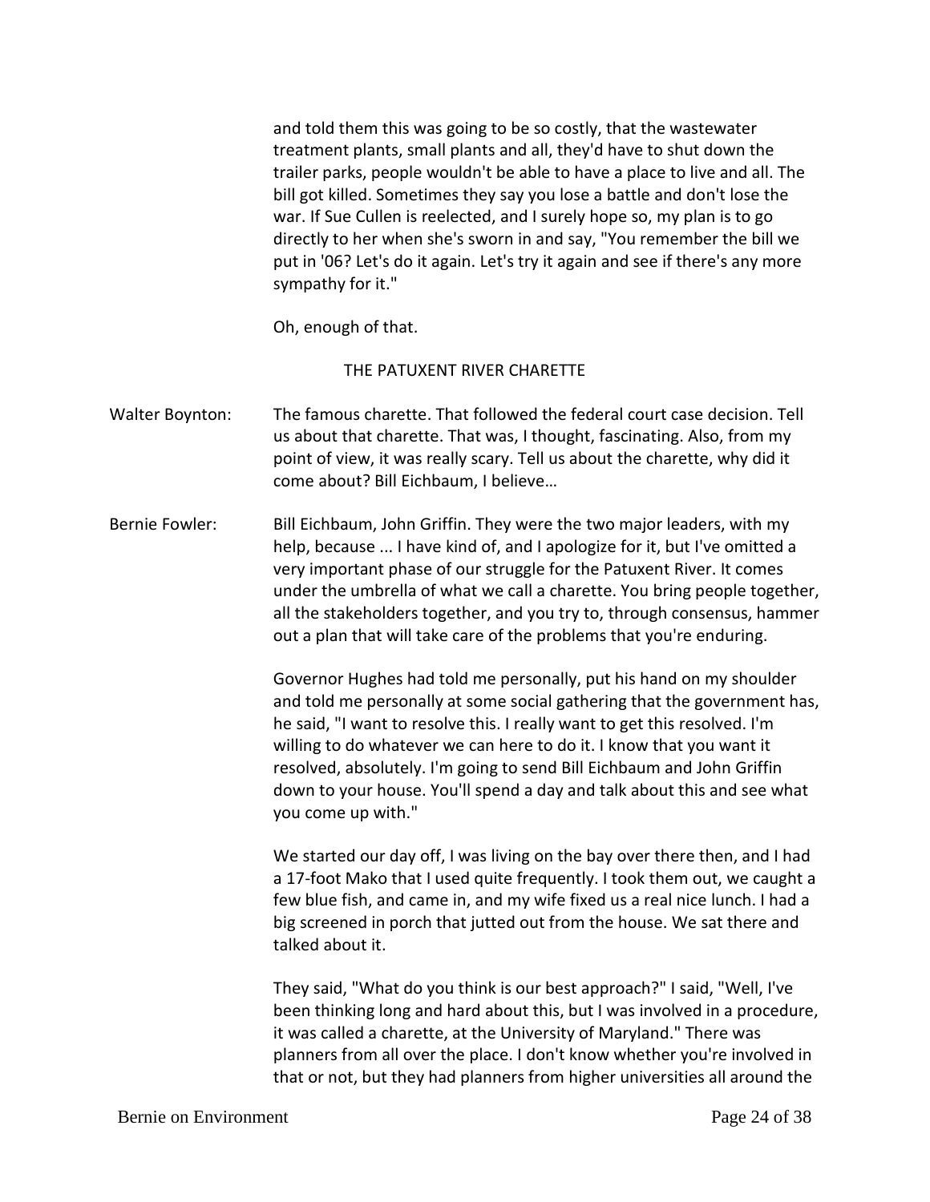and told them this was going to be so costly, that the wastewater treatment plants, small plants and all, they'd have to shut down the trailer parks, people wouldn't be able to have a place to live and all. The bill got killed. Sometimes they say you lose a battle and don't lose the war. If Sue Cullen is reelected, and I surely hope so, my plan is to go directly to her when she's sworn in and say, "You remember the bill we put in '06? Let's do it again. Let's try it again and see if there's any more sympathy for it."

Oh, enough of that.

## THE PATUXENT RIVER CHARETTE

**Walter Boynton:** The famous charette. That followed the federal court case decision. Tell us about that charette. That was, I thought, fascinating. Also, from my point of view, it was really scary. Tell us about the charette, why did it come about? Bill Eichbaum, I believe…

**Bernie Fowler:** Bill Eichbaum, John Griffin. They were the two major leaders, with my help, because ... I have kind of, and I apologize for it, but I've omitted a very important phase of our struggle for the Patuxent River. It comes under the umbrella of what we call a charette. You bring people together, all the stakeholders together, and you try to, through consensus, hammer out a plan that will take care of the problems that you're enduring.

Governor Hughes had told me personally, put his hand on my shoulder and told me personally at some social gathering that the government has, he said, "I want to resolve this. I really want to get this resolved. I'm willing to do whatever we can here to do it. I know that you want it resolved, absolutely. I'm going to send Bill Eichbaum and John Griffin down to your house. You'll spend a day and talk about this and see what you come up with."

We started our day off, I was living on the bay over there then, and I had a 17-foot Mako that I used quite frequently. I took them out, we caught a few blue fish, and came in, and my wife fixed us a real nice lunch. I had a big screened in porch that jutted out from the house. We sat there and talked about it.

They said, "What do you think is our best approach?" I said, "Well, I've been thinking long and hard about this, but I was involved in a procedure, it was called a charette, at the University of Maryland." There was planners from all over the place. I don't know whether you're involved in that or not, but they had planners from higher universities all around the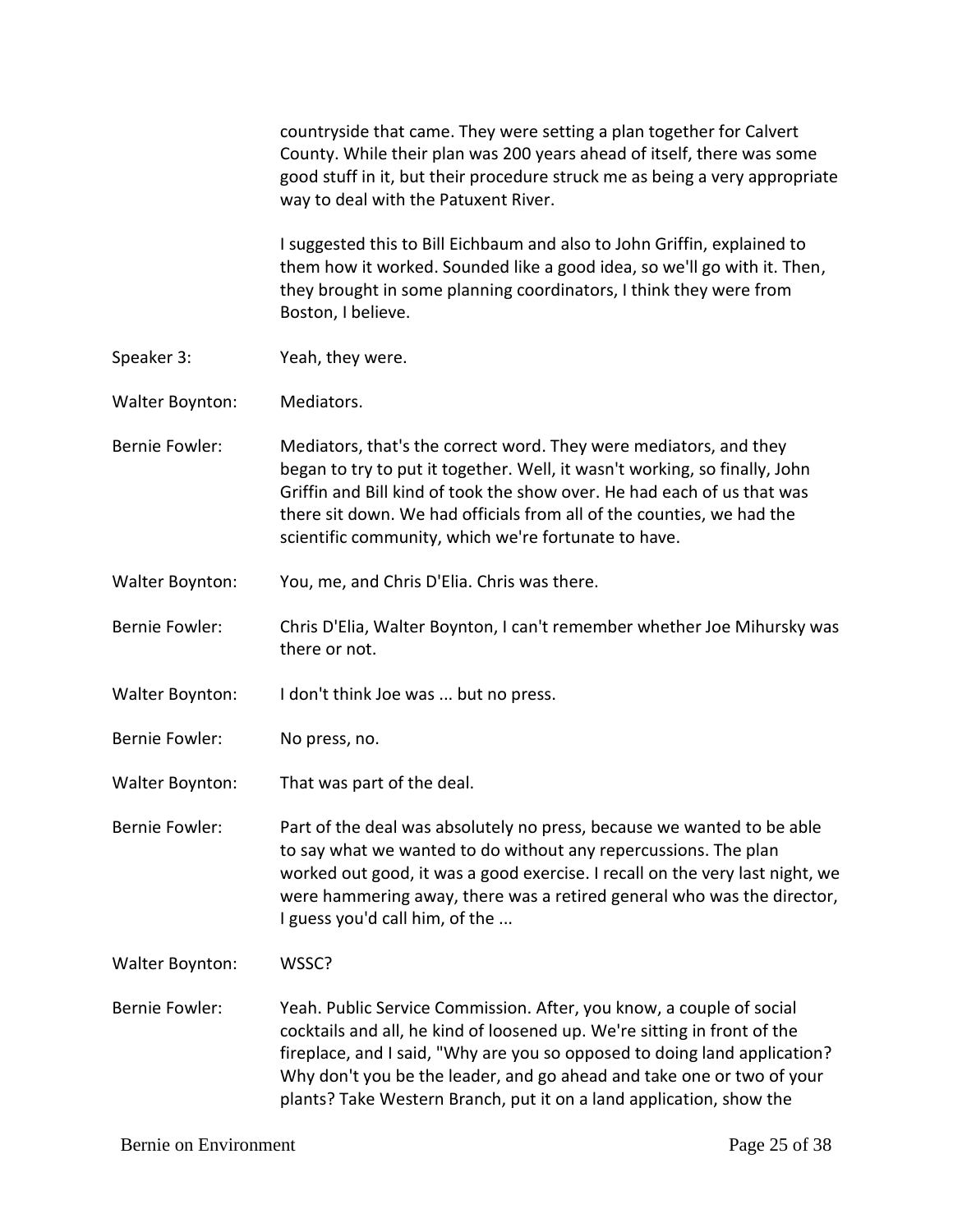countryside that came. They were setting a plan together for Calvert County. While their plan was 200 years ahead of itself, there was some good stuff in it, but their procedure struck me as being a very appropriate way to deal with the Patuxent River.

I suggested this to Bill Eichbaum and also to John Griffin, explained to them how it worked. Sounded like a good idea, so we'll go with it. Then, they brought in some planning coordinators, I think they were from Boston, I believe.

Speaker 3: Yeah, they were.

Walter Boynton: Mediators.

Bernie Fowler: Mediators, that's the correct word. They were mediators, and they began to try to put it together. Well, it wasn't working, so finally, John Griffin and Bill kind of took the show over. He had each of us that was there sit down. We had officials from all of the counties, we had the scientific community, which we're fortunate to have.

Walter Boynton: You, me, and Chris D'Elia. Chris was there.

Bernie Fowler: Chris D'Elia, Walter Boynton, I can't remember whether Joe Mihursky was there or not.

Walter Boynton: I don't think Joe was ... but no press.

Bernie Fowler: No press, no.

Walter Boynton: That was part of the deal.

Bernie Fowler: Part of the deal was absolutely no press, because we wanted to be able to say what we wanted to do without any repercussions. The plan worked out good, it was a good exercise. I recall on the very last night, we were hammering away, there was a retired general who was the director, I guess you'd call him, of the ...

Walter Boynton: WSSC?

Bernie Fowler: Yeah. Public Service Commission. After, you know, a couple of social cocktails and all, he kind of loosened up. We're sitting in front of the fireplace, and I said, "Why are you so opposed to doing land application? Why don't you be the leader, and go ahead and take one or two of your plants? Take Western Branch, put it on a land application, show the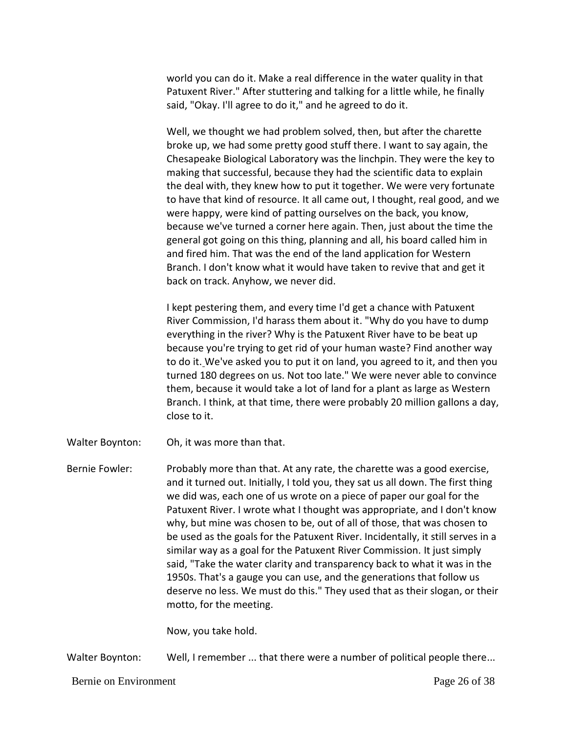world you can do it. Make a real difference in the water quality in that Patuxent River." After stuttering and talking for a little while, he finally said, "Okay. I'll agree to do it," and he agreed to do it.

Well, we thought we had problem solved, then, but after the charette broke up, we had some pretty good stuff there. I want to say again, the Chesapeake Biological Laboratory was the linchpin. They were the key to making that successful, because they had the scientific data to explain the deal with, they knew how to put it together. We were very fortunate to have that kind of resource. It all came out, I thought, real good, and we were happy, were kind of patting ourselves on the back, you know, because we've turned a corner here again. Then, just about the time the general got going on this thing, planning and all, his board called him in and fired him. That was the end of the land application for Western Branch. I don't know what it would have taken to revive that and get it back on track. Anyhow, we never did.

I kept pestering them, and every time I'd get a chance with Patuxent River Commission, I'd harass them about it. "Why do you have to dump everything in the river? Why is the Patuxent River have to be beat up because you're trying to get rid of your human waste? Find another way to do it. We've asked you to put it on land, you agreed to it, and then you turned 180 degrees on us. Not too late." We were never able to convince them, because it would take a lot of land for a plant as large as Western Branch. I think, at that time, there were probably 20 million gallons a day, close to it.

Walter Boynton: Oh, it was more than that.

Bernie Fowler: Probably more than that. At any rate, the charette was a good exercise, and it turned out. Initially, I told you, they sat us all down. The first thing we did was, each one of us wrote on a piece of paper our goal for the Patuxent River. I wrote what I thought was appropriate, and I don't know why, but mine was chosen to be, out of all of those, that was chosen to be used as the goals for the Patuxent River. Incidentally, it still serves in a similar way as a goal for the Patuxent River Commission. It just simply said, "Take the water clarity and transparency back to what it was in the 1950s. That's a gauge you can use, and the generations that follow us deserve no less. We must do this." They used that as their slogan, or their motto, for the meeting.

Now, you take hold.

Walter Boynton: Well, I remember ... that there were a number of political people there...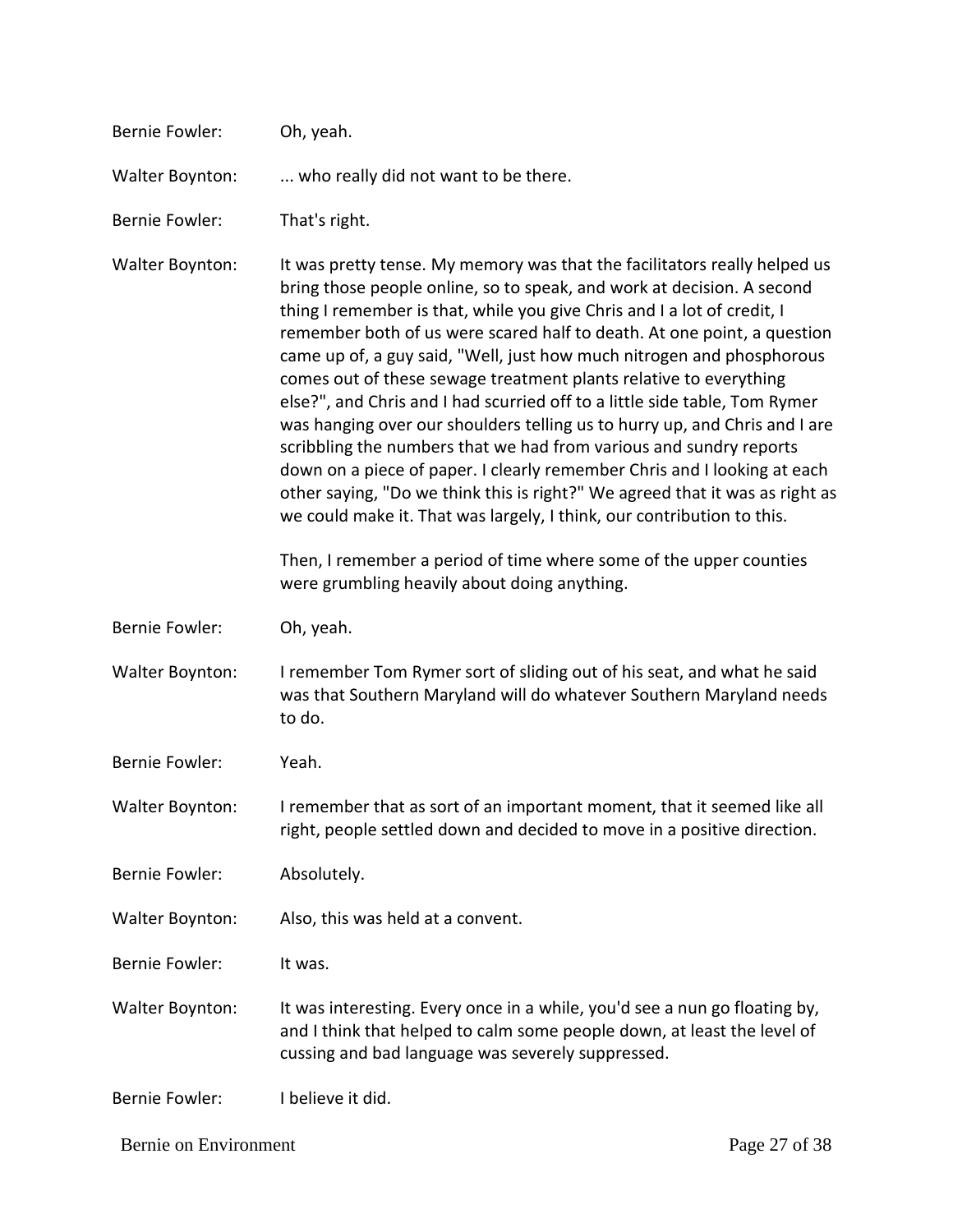Bernie Fowler: Oh, yeah.

Walter Boynton: ... who really did not want to be there.

Bernie Fowler: That's right.

Walter Boynton: It was pretty tense. My memory was that the facilitators really helped us bring those people online, so to speak, and work at decision. A second thing I remember is that, while you give Chris and I a lot of credit, I remember both of us were scared half to death. At one point, a question came up of, a guy said, "Well, just how much nitrogen and phosphorous comes out of these sewage treatment plants relative to everything else?", and Chris and I had scurried off to a little side table, Tom Rymer was hanging over our shoulders telling us to hurry up, and Chris and I are scribbling the numbers that we had from various and sundry reports down on a piece of paper. I clearly remember Chris and I looking at each other saying, "Do we think this is right?" We agreed that it was as right as we could make it. That was largely, I think, our contribution to this.

Then, I remember a period of time where some of the upper counties were grumbling heavily about doing anything.

Bernie Fowler: Oh, yeah.

Walter Boynton: I remember Tom Rymer sort of sliding out of his seat, and what he said was that Southern Maryland will do whatever Southern Maryland needs to do.

Bernie Fowler: Yeah.

Walter Boynton: I remember that as sort of an important moment, that it seemed like all right, people settled down and decided to move in a positive direction.

Bernie Fowler: Absolutely.

Walter Boynton: Also, this was held at a convent.

Bernie Fowler: It was.

Walter Boynton: It was interesting. Every once in a while, you'd see a nun go floating by, and I think that helped to calm some people down, at least the level of cussing and bad language was severely suppressed.

Bernie Fowler: I believe it did.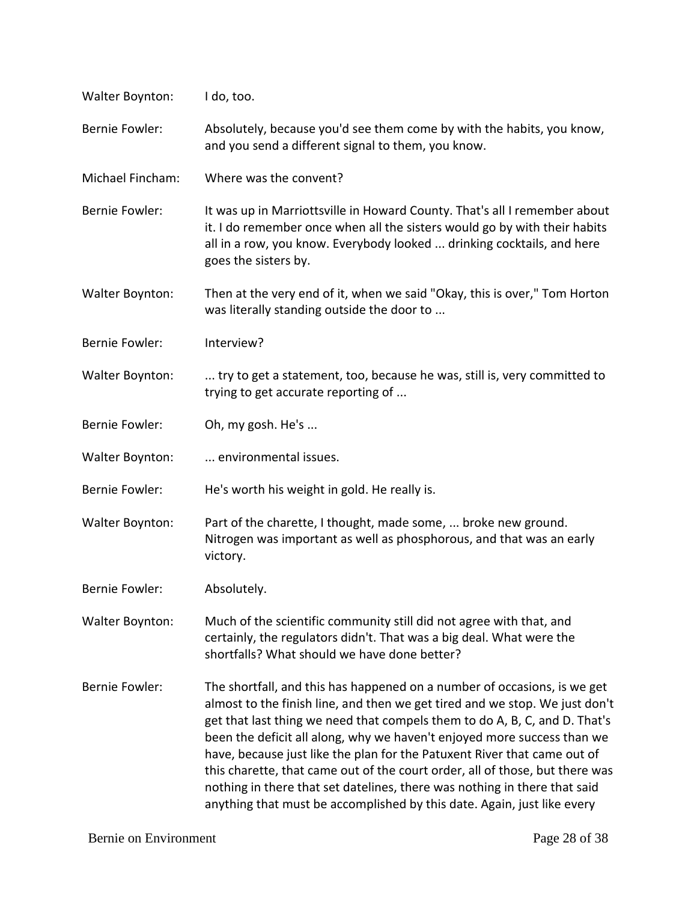Walter Boynton: I do, too.

Bernie Fowler: Absolutely, because you'd see them come by with the habits, you know, and you send a different signal to them, you know.

Michael Fincham: Where was the convent?

Bernie Fowler: It was up in Marriottsville in Howard County. That's all I remember about it. I do remember once when all the sisters would go by with their habits all in a row, you know. Everybody looked ... drinking cocktails, and here goes the sisters by.

Walter Boynton: Then at the very end of it, when we said "Okay, this is over," Tom Horton was literally standing outside the door to ...

Bernie Fowler: Interview?

Walter Boynton: ... try to get a statement, too, because he was, still is, very committed to trying to get accurate reporting of ...

Bernie Fowler: Oh, my gosh. He's ...

Walter Boynton: ... environmental issues.

Bernie Fowler: He's worth his weight in gold. He really is.

Walter Boynton: Part of the charette, I thought, made some, ... broke new ground. Nitrogen was important as well as phosphorous, and that was an early victory.

Bernie Fowler: Absolutely.

Walter Boynton: Much of the scientific community still did not agree with that, and certainly, the regulators didn't. That was a big deal. What were the shortfalls? What should we have done better?

Bernie Fowler: The shortfall, and this has happened on a number of occasions, is we get almost to the finish line, and then we get tired and we stop. We just don't get that last thing we need that compels them to do A, B, C, and D. That's been the deficit all along, why we haven't enjoyed more success than we have, because just like the plan for the Patuxent River that came out of this charette, that came out of the court order, all of those, but there was nothing in there that set datelines, there was nothing in there that said anything that must be accomplished by this date. Again, just like every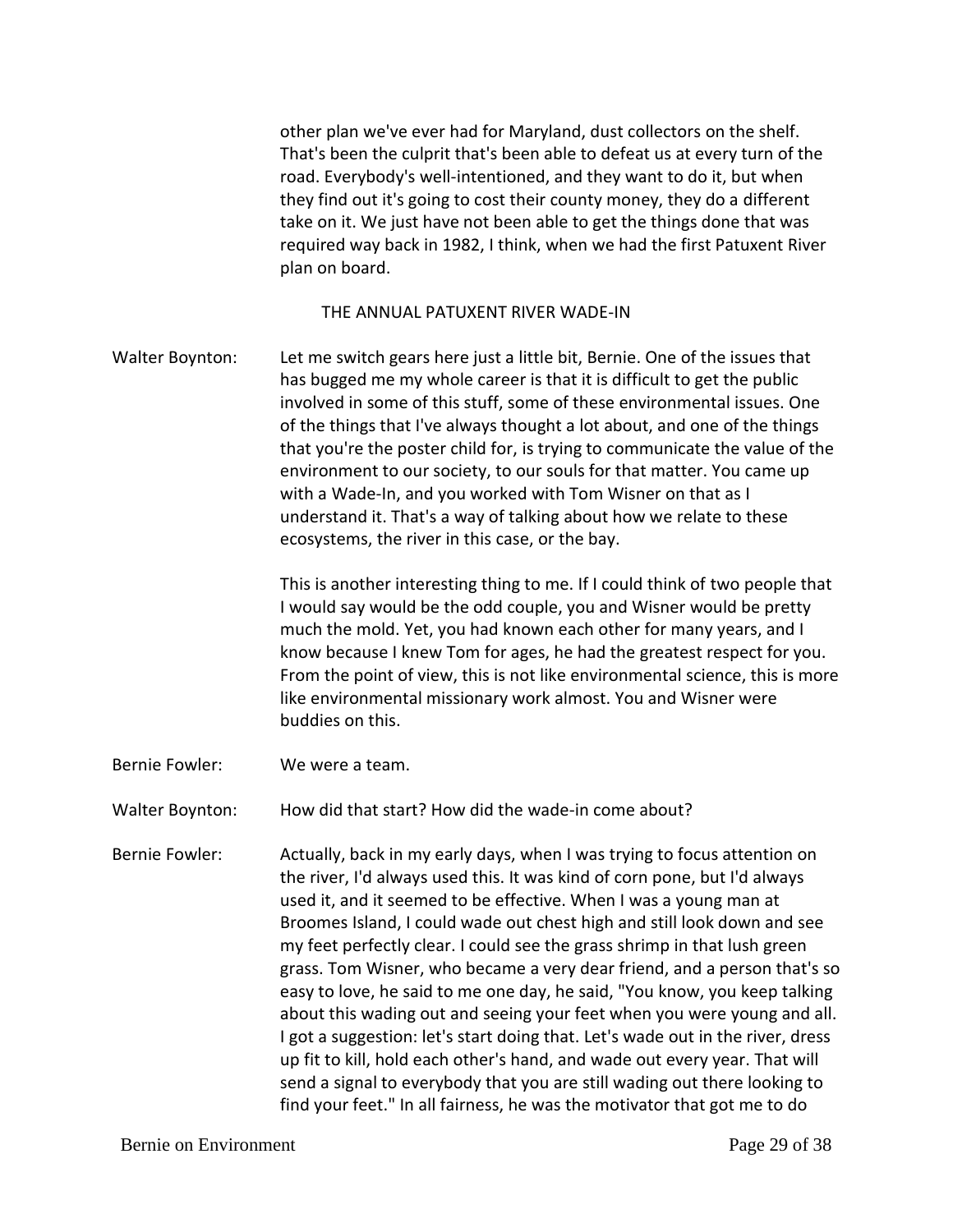other plan we've ever had for Maryland, dust collectors on the shelf. That's been the culprit that's been able to defeat us at every turn of the road. Everybody's well-intentioned, and they want to do it, but when they find out it's going to cost their county money, they do a different take on it. We just have not been able to get the things done that was required way back in 1982, I think, when we had the first Patuxent River plan on board.

## THE ANNUAL PATUXENT RIVER WADE-IN

**Walter Boynton:** Let me switch gears here just a little bit, Bernie. One of the issues that has bugged me my whole career is that it is difficult to get the public involved in some of this stuff, some of these environmental issues. One of the things that I've always thought a lot about, and one of the things that you're the poster child for, is trying to communicate the value of the environment to our society, to our souls for that matter. You came up with a Wade-In, and you worked with Tom Wisner on that as I understand it. That's a way of talking about how we relate to these ecosystems, the river in this case, or the bay.

This is another interesting thing to me. If I could think of two people that I would say would be the odd couple, you and Wisner would be pretty much the mold. Yet, you had known each other for many years, and I know because I knew Tom for ages, he had the greatest respect for you. From the point of view, this is not like environmental science, this is more like environmental missionary work almost. You and Wisner were buddies on this.

**Bernie Fowler:** We were a team.

**Walter Boynton:** How did that start? How did the wade-in come about?

**Bernie Fowler:** Actually, back in my early days, when I was trying to focus attention on the river, I'd always used this. It was kind of corn pone, but I'd always used it, and it seemed to be effective. When I was a young man at Broomes Island, I could wade out chest high and still look down and see my feet perfectly clear. I could see the grass shrimp in that lush green grass. Tom Wisner, who became a very dear friend, and a person that's so easy to love, he said to me one day, he said, "You know, you keep talking about this wading out and seeing your feet when you were young and all. I got a suggestion: let's start doing that. Let's wade out in the river, dress up fit to kill, hold each other's hand, and wade out every year. That will send a signal to everybody that you are still wading out there looking to find your feet." In all fairness, he was the motivator that got me to do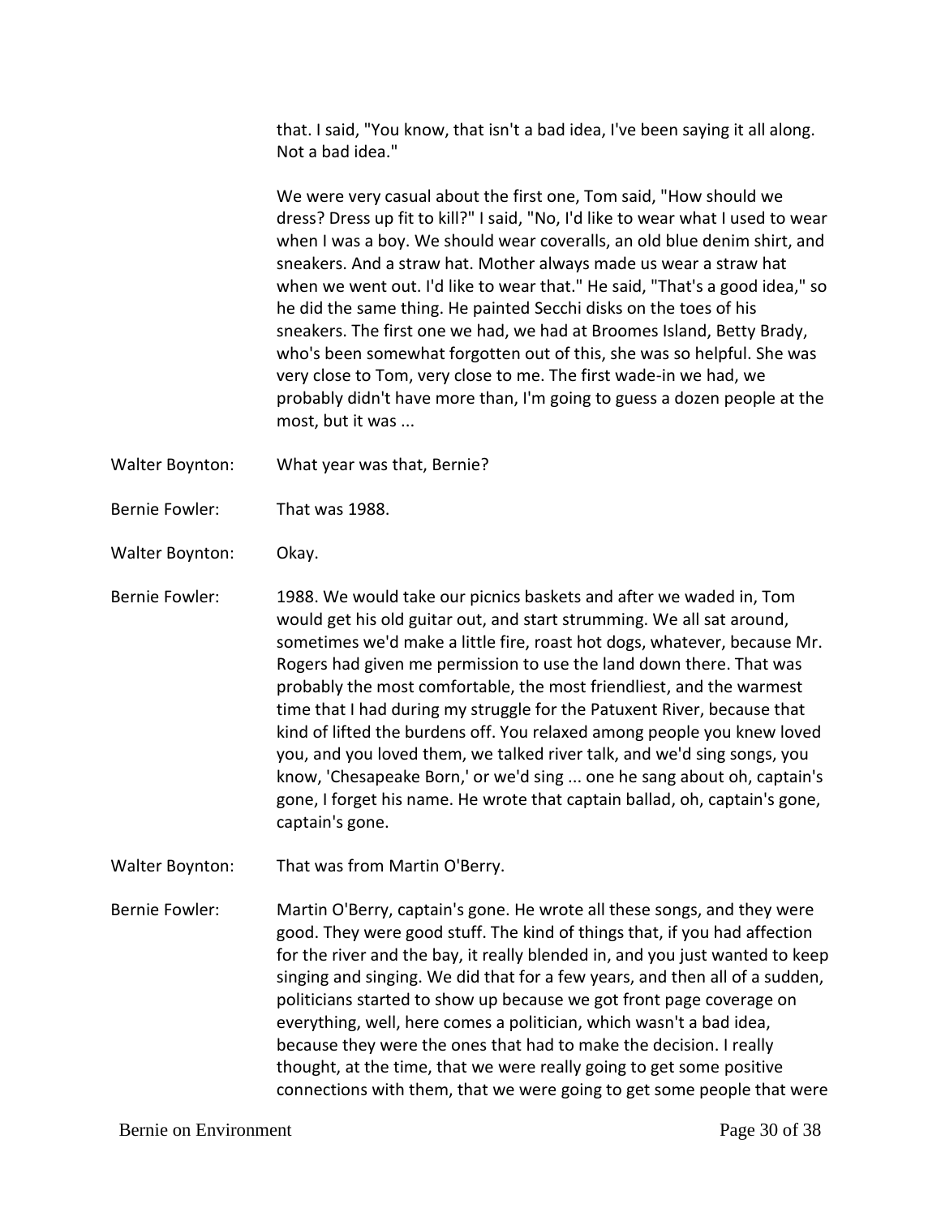that. I said, "You know, that isn't a bad idea, I've been saying it all along. Not a bad idea."

We were very casual about the first one, Tom said, "How should we dress? Dress up fit to kill?" I said, "No, I'd like to wear what I used to wear when I was a boy. We should wear coveralls, an old blue denim shirt, and sneakers. And a straw hat. Mother always made us wear a straw hat when we went out. I'd like to wear that." He said, "That's a good idea," so he did the same thing. He painted Secchi disks on the toes of his sneakers. The first one we had, we had at Broomes Island, Betty Brady, who's been somewhat forgotten out of this, she was so helpful. She was very close to Tom, very close to me. The first wade-in we had, we probably didn't have more than, I'm going to guess a dozen people at the most, but it was ...

Walter Boynton: What year was that, Bernie?

Bernie Fowler: That was 1988.

Walter Boynton: Okay.

Bernie Fowler: 1988. We would take our picnics baskets and after we waded in, Tom would get his old guitar out, and start strumming. We all sat around, sometimes we'd make a little fire, roast hot dogs, whatever, because Mr. Rogers had given me permission to use the land down there. That was probably the most comfortable, the most friendliest, and the warmest time that I had during my struggle for the Patuxent River, because that kind of lifted the burdens off. You relaxed among people you knew loved you, and you loved them, we talked river talk, and we'd sing songs, you know, 'Chesapeake Born,' or we'd sing ... one he sang about oh, captain's gone, I forget his name. He wrote that captain ballad, oh, captain's gone, captain's gone.

Walter Boynton: That was from Martin O'Berry.

Bernie Fowler: Martin O'Berry, captain's gone. He wrote all these songs, and they were good. They were good stuff. The kind of things that, if you had affection for the river and the bay, it really blended in, and you just wanted to keep singing and singing. We did that for a few years, and then all of a sudden, politicians started to show up because we got front page coverage on everything, well, here comes a politician, which wasn't a bad idea, because they were the ones that had to make the decision. I really thought, at the time, that we were really going to get some positive connections with them, that we were going to get some people that were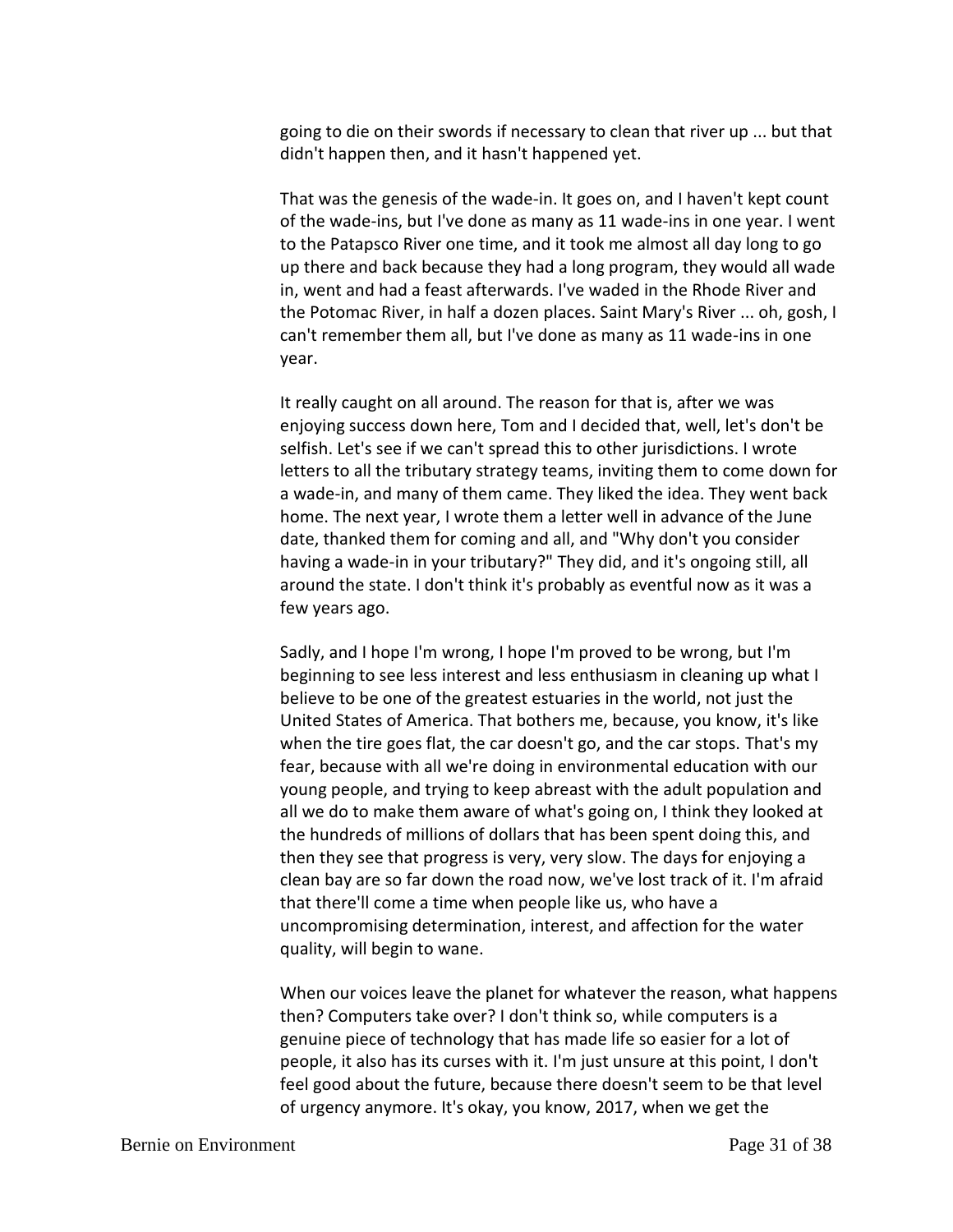going to die on their swords if necessary to clean that river up ... but that didn't happen then, and it hasn't happened yet.

That was the genesis of the wade-in. It goes on, and I haven't kept count of the wade-ins, but I've done as many as 11 wade-ins in one year. I went to the Patapsco River one time, and it took me almost all day long to go up there and back because they had a long program, they would all wade in, went and had a feast afterwards. I've waded in the Rhode River and the Potomac River, in half a dozen places. Saint Mary's River ... oh, gosh, I can't remember them all, but I've done as many as 11 wade-ins in one year.

It really caught on all around. The reason for that is, after we was enjoying success down here, Tom and I decided that, well, let's don't be selfish. Let's see if we can't spread this to other jurisdictions. I wrote letters to all the tributary strategy teams, inviting them to come down for a wade-in, and many of them came. They liked the idea. They went back home. The next year, I wrote them a letter well in advance of the June date, thanked them for coming and all, and "Why don't you consider having a wade-in in your tributary?" They did, and it's ongoing still, all around the state. I don't think it's probably as eventful now as it was a few years ago.

Sadly, and I hope I'm wrong, I hope I'm proved to be wrong, but I'm beginning to see less interest and less enthusiasm in cleaning up what I believe to be one of the greatest estuaries in the world, not just the United States of America. That bothers me, because, you know, it's like when the tire goes flat, the car doesn't go, and the car stops. That's my fear, because with all we're doing in environmental education with our young people, and trying to keep abreast with the adult population and all we do to make them aware of what's going on, I think they looked at the hundreds of millions of dollars that has been spent doing this, and then they see that progress is very, very slow. The days for enjoying a clean bay are so far down the road now, we've lost track of it. I'm afraid that there'll come a time when people like us, who have a uncompromising determination, interest, and affection for the water quality, will begin to wane.

When our voices leave the planet for whatever the reason, what happens then? Computers take over? I don't think so, while computers is a genuine piece of technology that has made life so easier for a lot of people, it also has its curses with it. I'm just unsure at this point, I don't feel good about the future, because there doesn't seem to be that level of urgency anymore. It's okay, you know, 2017, when we get the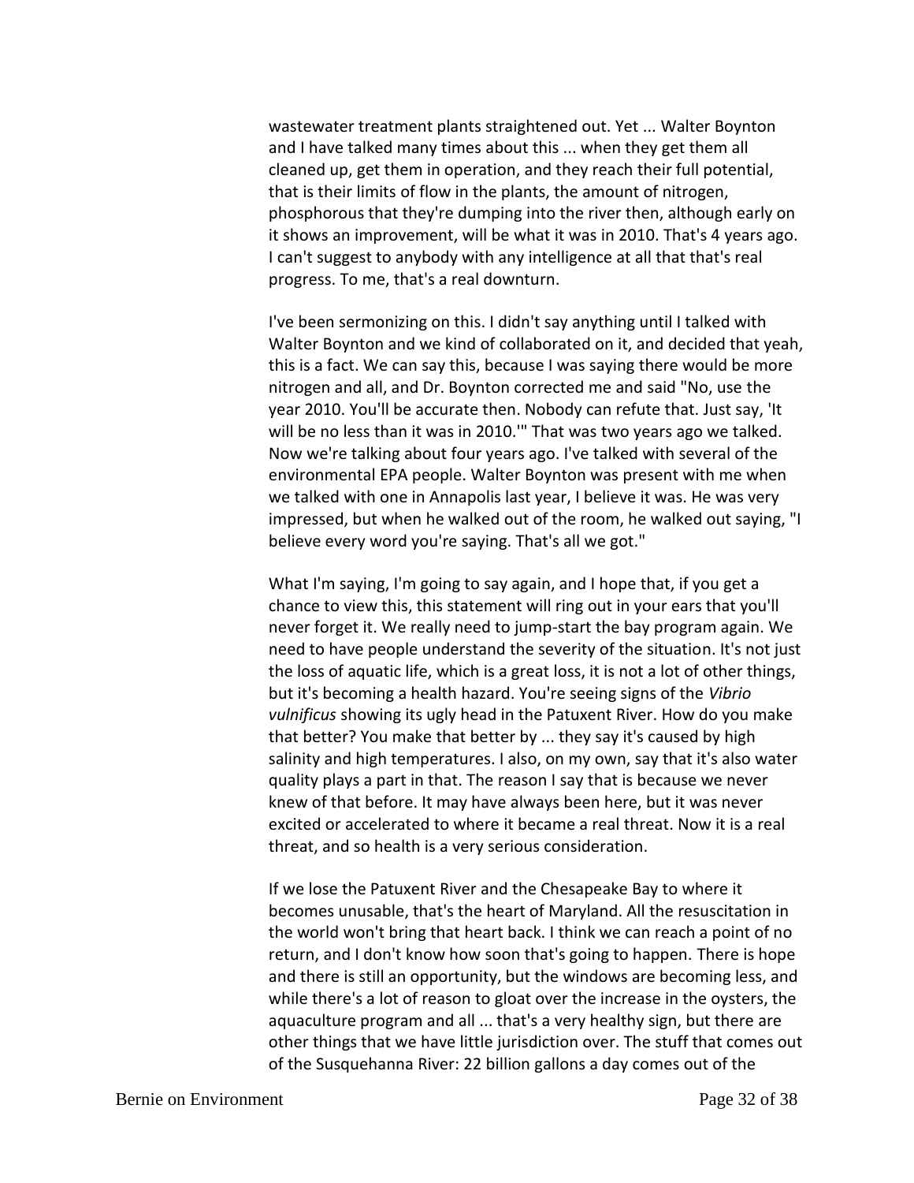wastewater treatment plants straightened out. Yet ... Walter Boynton and I have talked many times about this ... when they get them all cleaned up, get them in operation, and they reach their full potential, that is their limits of flow in the plants, the amount of nitrogen, phosphorous that they're dumping into the river then, although early on it shows an improvement, will be what it was in 2010. That's 4 years ago. I can't suggest to anybody with any intelligence at all that that's real progress. To me, that's a real downturn.

I've been sermonizing on this. I didn't say anything until I talked with Walter Boynton and we kind of collaborated on it, and decided that yeah, this is a fact. We can say this, because I was saying there would be more nitrogen and all, and Dr. Boynton corrected me and said "No, use the year 2010. You'll be accurate then. Nobody can refute that. Just say, 'It will be no less than it was in 2010.'" That was two years ago we talked. Now we're talking about four years ago. I've talked with several of the environmental EPA people. Walter Boynton was present with me when we talked with one in Annapolis last year, I believe it was. He was very impressed, but when he walked out of the room, he walked out saying, "I believe every word you're saying. That's all we got."

What I'm saying, I'm going to say again, and I hope that, if you get a chance to view this, this statement will ring out in your ears that you'll never forget it. We really need to jump-start the bay program again. We need to have people understand the severity of the situation. It's not just the loss of aquatic life, which is a great loss, it is not a lot of other things, but it's becoming a health hazard. You're seeing signs of the *Vibrio vulnificus* showing its ugly head in the Patuxent River. How do you make that better? You make that better by ... they say it's caused by high salinity and high temperatures. I also, on my own, say that it's also water quality plays a part in that. The reason I say that is because we never knew of that before. It may have always been here, but it was never excited or accelerated to where it became a real threat. Now it is a real threat, and so health is a very serious consideration.

If we lose the Patuxent River and the Chesapeake Bay to where it becomes unusable, that's the heart of Maryland. All the resuscitation in the world won't bring that heart back. I think we can reach a point of no return, and I don't know how soon that's going to happen. There is hope and there is still an opportunity, but the windows are becoming less, and while there's a lot of reason to gloat over the increase in the oysters, the aquaculture program and all ... that's a very healthy sign, but there are other things that we have little jurisdiction over. The stuff that comes out of the Susquehanna River: 22 billion gallons a day comes out of the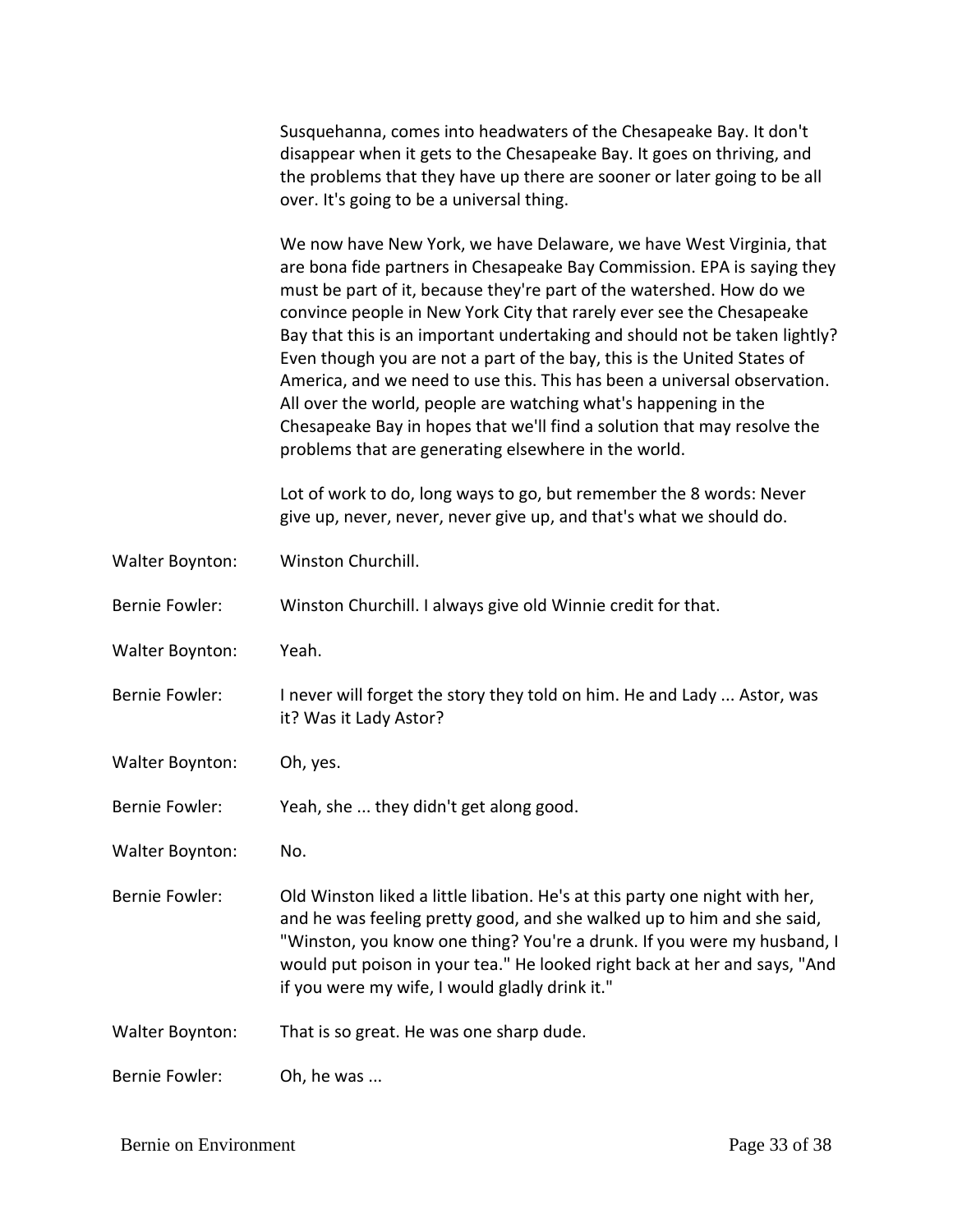Susquehanna, comes into headwaters of the Chesapeake Bay. It don't disappear when it gets to the Chesapeake Bay. It goes on thriving, and the problems that they have up there are sooner or later going to be all over. It's going to be a universal thing.

We now have New York, we have Delaware, we have West Virginia, that are bona fide partners in Chesapeake Bay Commission. EPA is saying they must be part of it, because they're part of the watershed. How do we convince people in New York City that rarely ever see the Chesapeake Bay that this is an important undertaking and should not be taken lightly? Even though you are not a part of the bay, this is the United States of America, and we need to use this. This has been a universal observation. All over the world, people are watching what's happening in the Chesapeake Bay in hopes that we'll find a solution that may resolve the problems that are generating elsewhere in the world.

Lot of work to do, long ways to go, but remember the 8 words: Never give up, never, never, never give up, and that's what we should do.

Walter Boynton: Winston Churchill.

Bernie Fowler: Winston Churchill. I always give old Winnie credit for that.

Walter Boynton: Yeah.

Bernie Fowler: I never will forget the story they told on him. He and Lady ... Astor, was it? Was it Lady Astor?

Walter Boynton: Oh, yes.

Bernie Fowler: Yeah, she ... they didn't get along good.

Walter Boynton: No.

Bernie Fowler: Old Winston liked a little libation. He's at this party one night with her, and he was feeling pretty good, and she walked up to him and she said, "Winston, you know one thing? You're a drunk. If you were my husband, I would put poison in your tea." He looked right back at her and says, "And if you were my wife, I would gladly drink it."

Walter Boynton: That is so great. He was one sharp dude.

Bernie Fowler: Oh, he was ...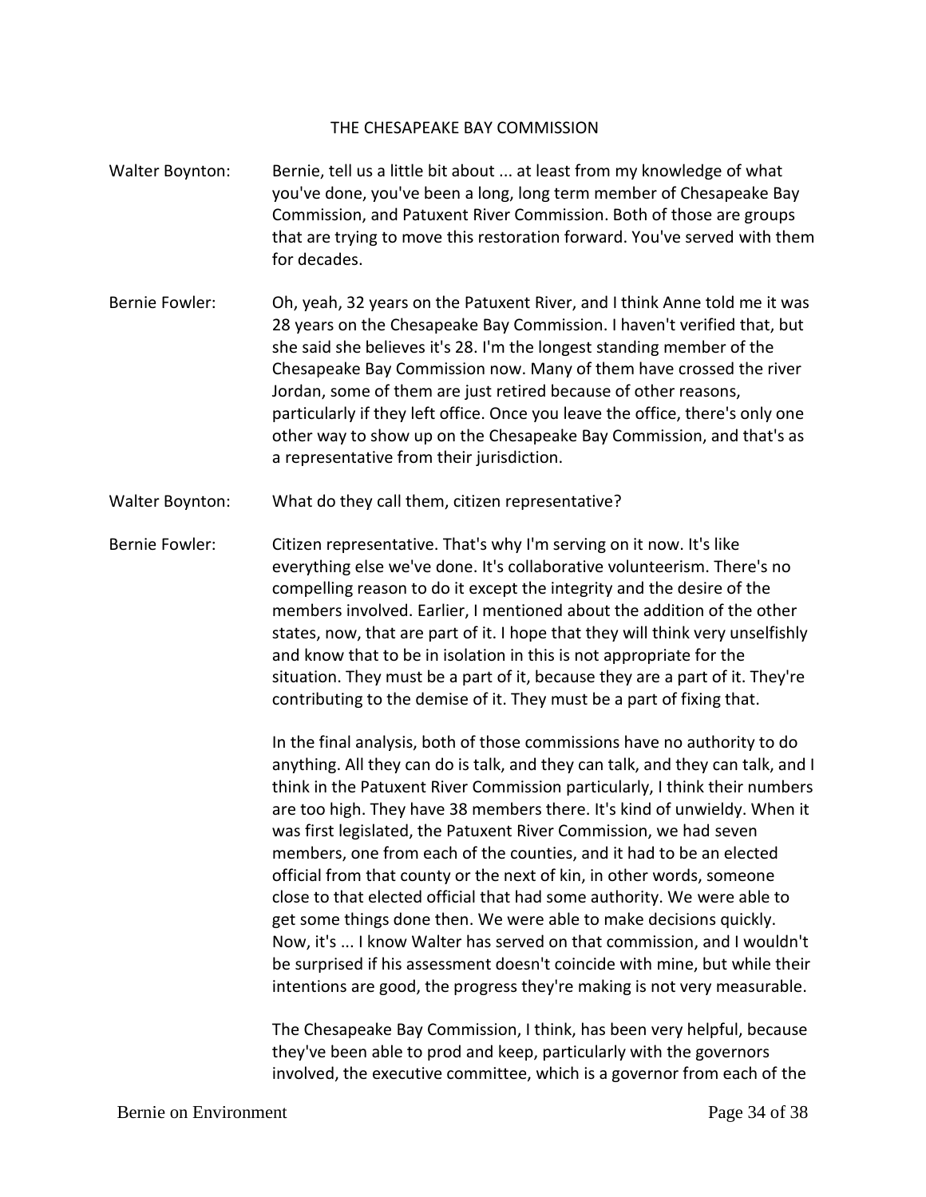## THE CHESAPEAKE BAY COMMISSION

**Walter Boynton:** Bernie, tell us a little bit about ... at least from my knowledge of what you've done, you've been a long, long term member of Chesapeake Bay Commission, and Patuxent River Commission. Both of those are groups that are trying to move this restoration forward. You've served with them for decades.

**Bernie Fowler:** Oh, yeah, 32 years on the Patuxent River, and I think Anne told me it was 28 years on the Chesapeake Bay Commission. I haven't verified that, but she said she believes it's 28. I'm the longest standing member of the Chesapeake Bay Commission now. Many of them have crossed the river Jordan, some of them are just retired because of other reasons, particularly if they left office. Once you leave the office, there's only one other way to show up on the Chesapeake Bay Commission, and that's as a representative from their jurisdiction.

**Walter Boynton:** What do they call them, citizen representative?

**Bernie Fowler:** Citizen representative. That's why I'm serving on it now. It's like everything else we've done. It's collaborative volunteerism. There's no compelling reason to do it except the integrity and the desire of the members involved. Earlier, I mentioned about the addition of the other states, now, that are part of it. I hope that they will think very unselfishly and know that to be in isolation in this is not appropriate for the situation. They must be a part of it, because they are a part of it. They're contributing to the demise of it. They must be a part of fixing that.

In the final analysis, both of those commissions have no authority to do anything. All they can do is talk, and they can talk, and they can talk, and I think in the Patuxent River Commission particularly, I think their numbers are too high. They have 38 members there. It's kind of unwieldy. When it was first legislated, the Patuxent River Commission, we had seven members, one from each of the counties, and it had to be an elected official from that county or the next of kin, in other words, someone close to that elected official that had some authority. We were able to get some things done then. We were able to make decisions quickly. Now, it's ... I know Walter has served on that commission, and I wouldn't be surprised if his assessment doesn't coincide with mine, but while their intentions are good, the progress they're making is not very measurable.

The Chesapeake Bay Commission, I think, has been very helpful, because they've been able to prod and keep, particularly with the governors involved, the executive committee, which is a governor from each of the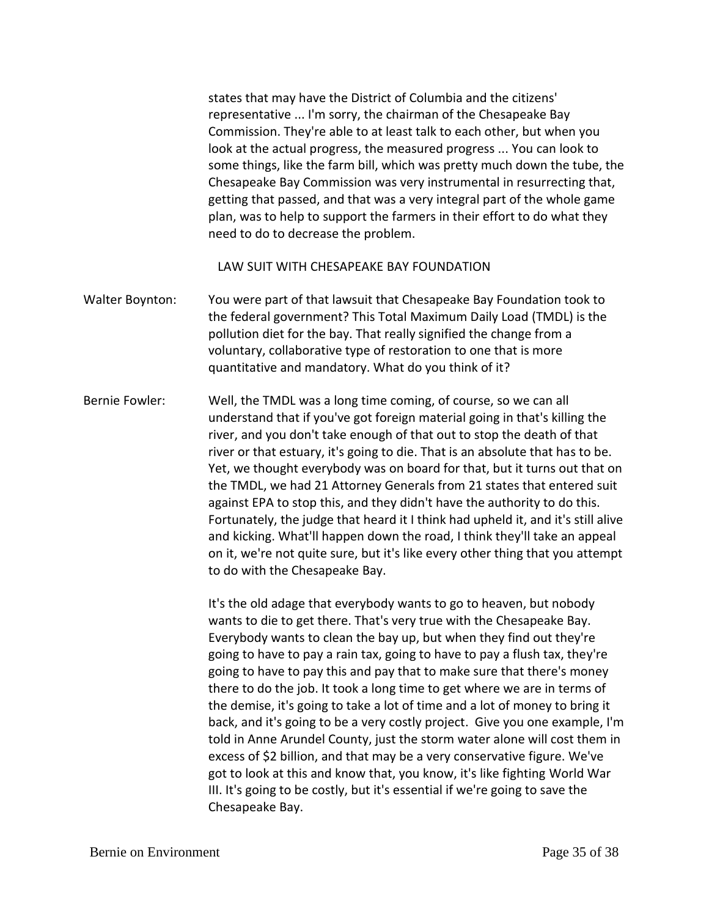states that may have the District of Columbia and the citizens' representative ... I'm sorry, the chairman of the Chesapeake Bay Commission. They're able to at least talk to each other, but when you look at the actual progress, the measured progress ... You can look to some things, like the farm bill, which was pretty much down the tube, the Chesapeake Bay Commission was very instrumental in resurrecting that, getting that passed, and that was a very integral part of the whole game plan, was to help to support the farmers in their effort to do what they need to do to decrease the problem.

LAW SUIT WITH CHESAPEAKE BAY FOUNDATION

**Walter Boynton:** You were part of that lawsuit that Chesapeake Bay Foundation took to the federal government? This Total Maximum Daily Load (TMDL) is the pollution diet for the bay. That really signified the change from a voluntary, collaborative type of restoration to one that is more quantitative and mandatory. What do you think of it?

**Bernie Fowler:** Well, the TMDL was a long time coming, of course, so we can all understand that if you've got foreign material going in that's killing the river, and you don't take enough of that out to stop the death of that river or that estuary, it's going to die. That is an absolute that has to be. Yet, we thought everybody was on board for that, but it turns out that on the TMDL, we had 21 Attorney Generals from 21 states that entered suit against EPA to stop this, and they didn't have the authority to do this. Fortunately, the judge that heard it I think had upheld it, and it's still alive and kicking. What'll happen down the road, I think they'll take an appeal on it, we're not quite sure, but it's like every other thing that you attempt to do with the Chesapeake Bay.

It's the old adage that everybody wants to go to heaven, but nobody wants to die to get there. That's very true with the Chesapeake Bay. Everybody wants to clean the bay up, but when they find out they're going to have to pay a rain tax, going to have to pay a flush tax, they're going to have to pay this and pay that to make sure that there's money there to do the job. It took a long time to get where we are in terms of the demise, it's going to take a lot of time and a lot of money to bring it back, and it's going to be a very costly project. Give you one example, I'm told in Anne Arundel County, just the storm water alone will cost them in excess of $2 billion, and that may be a very conservative figure. We've got to look at this and know that, you know, it's like fighting World War III. It's going to be costly, but it's essential if we're going to save the Chesapeake Bay.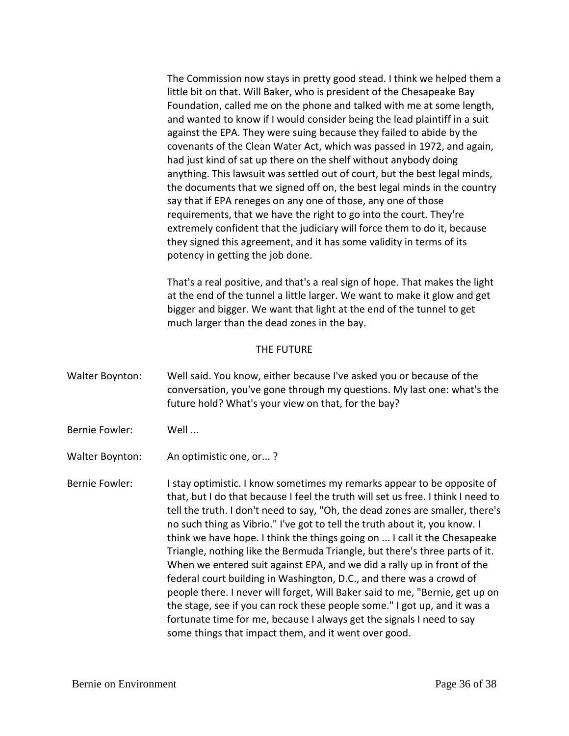The Commission now stays in pretty good stead. I think we helped them a little bit on that. Will Baker, who is president of the Chesapeake Bay Foundation, called me on the phone and talked with me at some length, and wanted to know if I would consider being the lead plaintiff in a suit against the EPA. They were suing because they failed to abide by the covenants of the Clean Water Act, which was passed in 1972, and again, had just kind of sat up there on the shelf without anybody doing anything. This lawsuit was settled out of court, but the best legal minds, the documents that we signed off on, the best legal minds in the country say that if EPA reneges on any one of those, any one of those requirements, that we have the right to go into the court. They're extremely confident that the judiciary will force them to do it, because they signed this agreement, and it has some validity in terms of its potency in getting the job done.

That's a real positive, and that's a real sign of hope. That makes the light at the end of the tunnel a little larger. We want to make it glow and get bigger and bigger. We want that light at the end of the tunnel to get much larger than the dead zones in the bay.

## THE FUTURE

Walter Boynton: Well said. You know, either because I've asked you or because of the conversation, you've gone through my questions. My last one: what's the future hold? What's your view on that, for the bay?

Bernie Fowler: Well ...

Walter Boynton: An optimistic one, or... ?

Bernie Fowler: I stay optimistic. I know sometimes my remarks appear to be opposite of that, but I do that because I feel the truth will set us free. I think I need to tell the truth. I don't need to say, "Oh, the dead zones are smaller, there's no such thing as Vibrio." I've got to tell the truth about it, you know. I think we have hope. I think the things going on ... I call it the Chesapeake Triangle, nothing like the Bermuda Triangle, but there's three parts of it. When we entered suit against EPA, and we did a rally up in front of the federal court building in Washington, D.C., and there was a crowd of people there. I never will forget, Will Baker said to me, "Bernie, get up on the stage, see if you can rock these people some." I got up, and it was a fortunate time for me, because I always get the signals I need to say some things that impact them, and it went over good.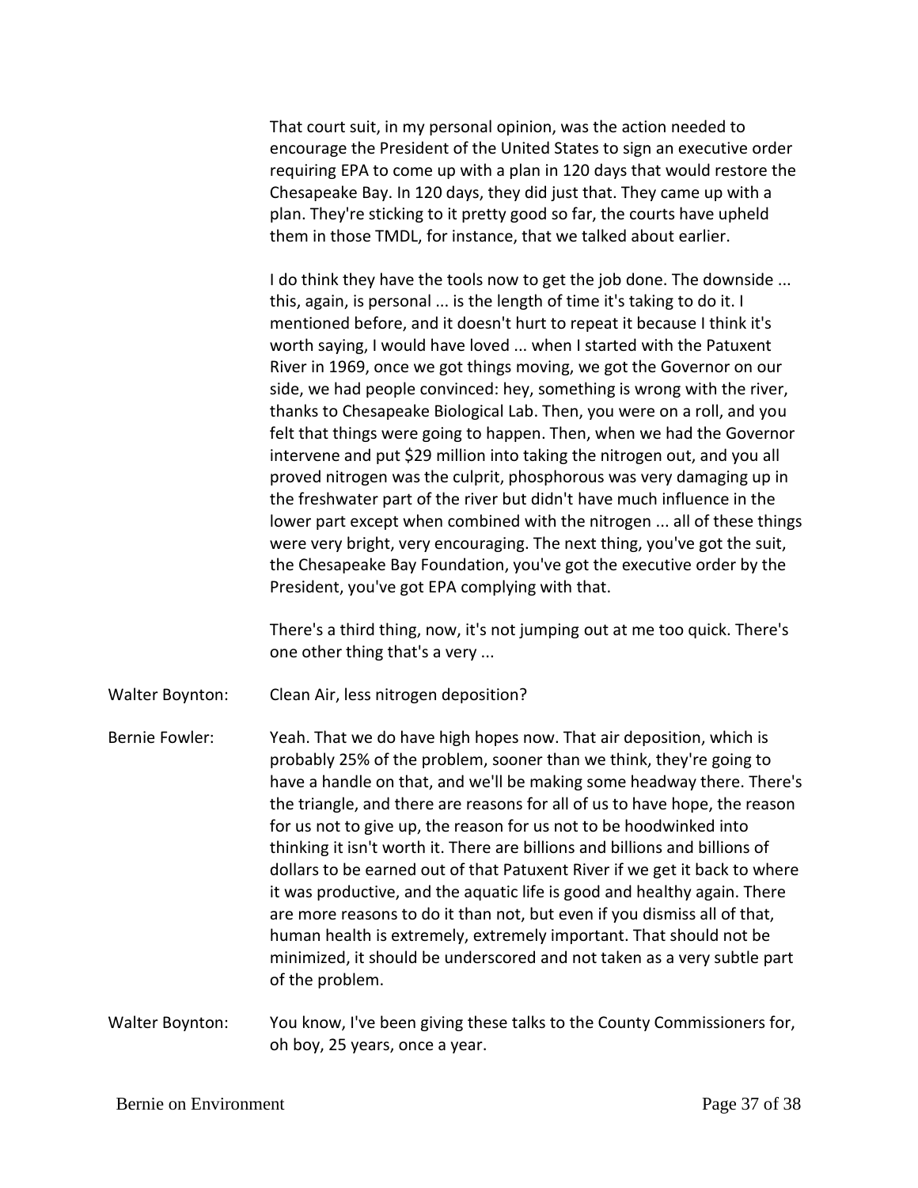That court suit, in my personal opinion, was the action needed to encourage the President of the United States to sign an executive order requiring EPA to come up with a plan in 120 days that would restore the Chesapeake Bay. In 120 days, they did just that. They came up with a plan. They're sticking to it pretty good so far, the courts have upheld them in those TMDL, for instance, that we talked about earlier.

I do think they have the tools now to get the job done. The downside ... this, again, is personal ... is the length of time it's taking to do it. I mentioned before, and it doesn't hurt to repeat it because I think it's worth saying, I would have loved ... when I started with the Patuxent River in 1969, once we got things moving, we got the Governor on our side, we had people convinced: hey, something is wrong with the river, thanks to Chesapeake Biological Lab. Then, you were on a roll, and you felt that things were going to happen. Then, when we had the Governor intervene and put $29 million into taking the nitrogen out, and you all proved nitrogen was the culprit, phosphorous was very damaging up in the freshwater part of the river but didn't have much influence in the lower part except when combined with the nitrogen ... all of these things were very bright, very encouraging. The next thing, you've got the suit, the Chesapeake Bay Foundation, you've got the executive order by the President, you've got EPA complying with that.

There's a third thing, now, it's not jumping out at me too quick. There's one other thing that's a very ...

Walter Boynton: Clean Air, less nitrogen deposition?

Bernie Fowler: Yeah. That we do have high hopes now. That air deposition, which is probably 25% of the problem, sooner than we think, they're going to have a handle on that, and we'll be making some headway there. There's the triangle, and there are reasons for all of us to have hope, the reason for us not to give up, the reason for us not to be hoodwinked into thinking it isn't worth it. There are billions and billions and billions of dollars to be earned out of that Patuxent River if we get it back to where it was productive, and the aquatic life is good and healthy again. There are more reasons to do it than not, but even if you dismiss all of that, human health is extremely, extremely important. That should not be minimized, it should be underscored and not taken as a very subtle part of the problem.

Walter Boynton: You know, I've been giving these talks to the County Commissioners for, oh boy, 25 years, once a year.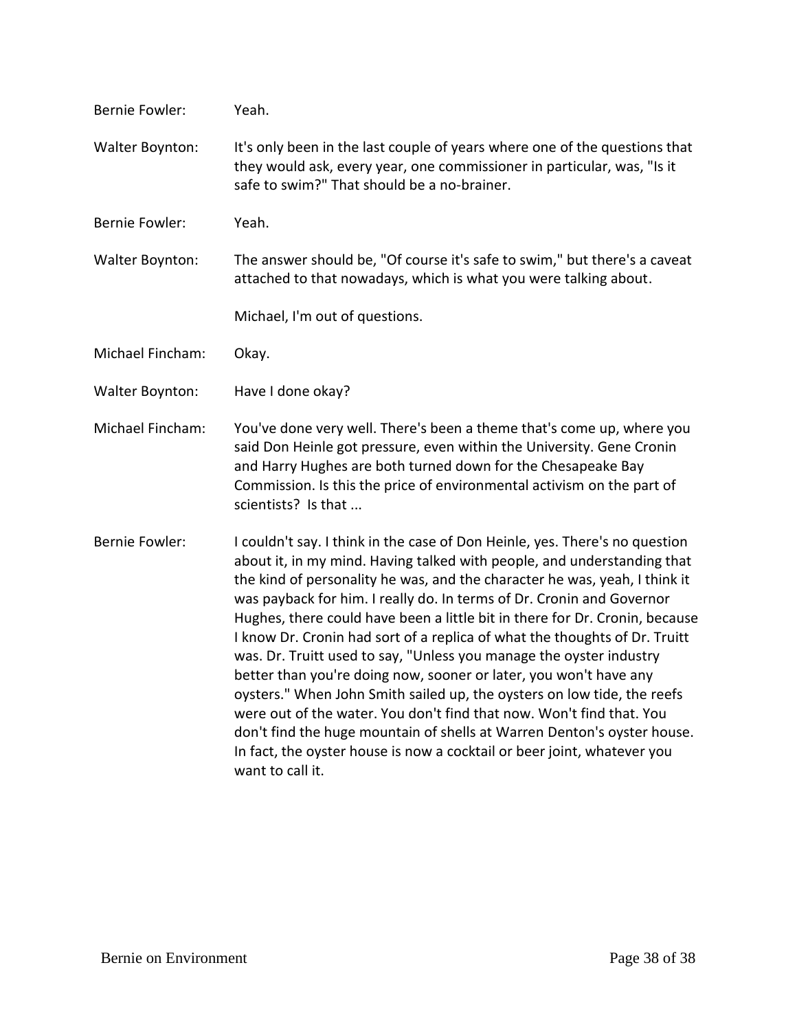Bernie Fowler: Yeah.

Walter Boynton: It's only been in the last couple of years where one of the questions that they would ask, every year, one commissioner in particular, was, "Is it safe to swim?" That should be a no-brainer.

Bernie Fowler: Yeah.

Walter Boynton: The answer should be, "Of course it's safe to swim," but there's a caveat attached to that nowadays, which is what you were talking about.

Michael, I'm out of questions.

Michael Fincham: Okay.

Walter Boynton: Have I done okay?

Michael Fincham: You've done very well. There's been a theme that's come up, where you said Don Heinle got pressure, even within the University. Gene Cronin and Harry Hughes are both turned down for the Chesapeake Bay Commission. Is this the price of environmental activism on the part of scientists? Is that ...

Bernie Fowler: I couldn't say. I think in the case of Don Heinle, yes. There's no question about it, in my mind. Having talked with people, and understanding that the kind of personality he was, and the character he was, yeah, I think it was payback for him. I really do. In terms of Dr. Cronin and Governor Hughes, there could have been a little bit in there for Dr. Cronin, because I know Dr. Cronin had sort of a replica of what the thoughts of Dr. Truitt was. Dr. Truitt used to say, "Unless you manage the oyster industry better than you're doing now, sooner or later, you won't have any oysters." When John Smith sailed up, the oysters on low tide, the reefs were out of the water. You don't find that now. Won't find that. You don't find the huge mountain of shells at Warren Denton's oyster house. In fact, the oyster house is now a cocktail or beer joint, whatever you want to call it.